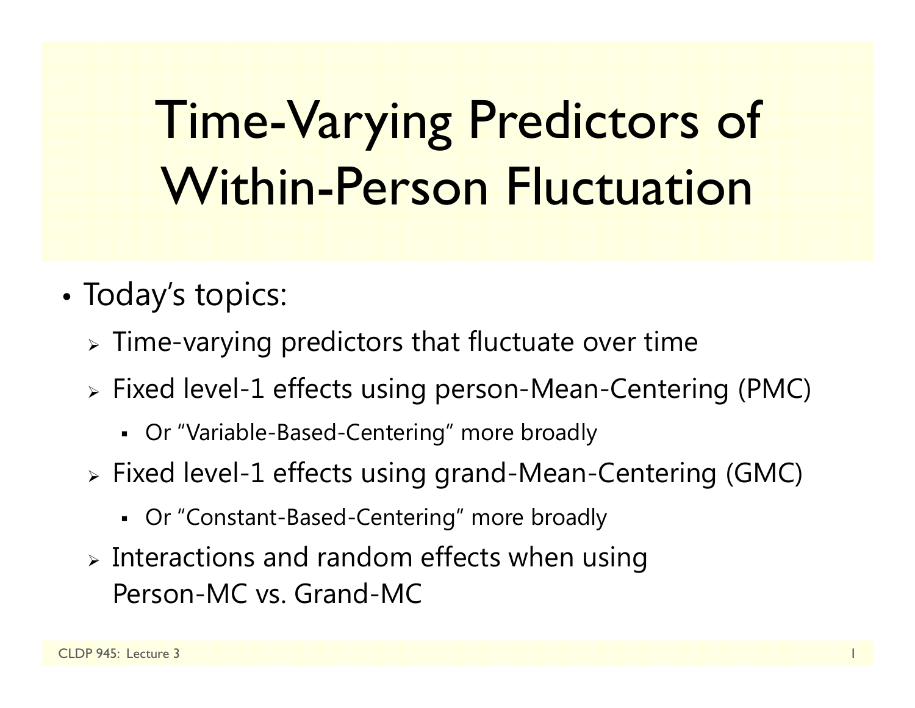# Time-Varying Predictors of Within-Person Fluctuation

- Today's topics:
  - Time-varying predictors that fluctuate over time
  - Fixed level-1 effects using person-Mean-Centering (PMC)
    - Or "Variable-Based-Centering" more broadly
  - Fixed level-1 effects using grand-Mean-Centering (GMC)
    - Or "Constant-Based-Centering" more broadly
  - Interactions and random effects when using Person-MC vs. Grand-MC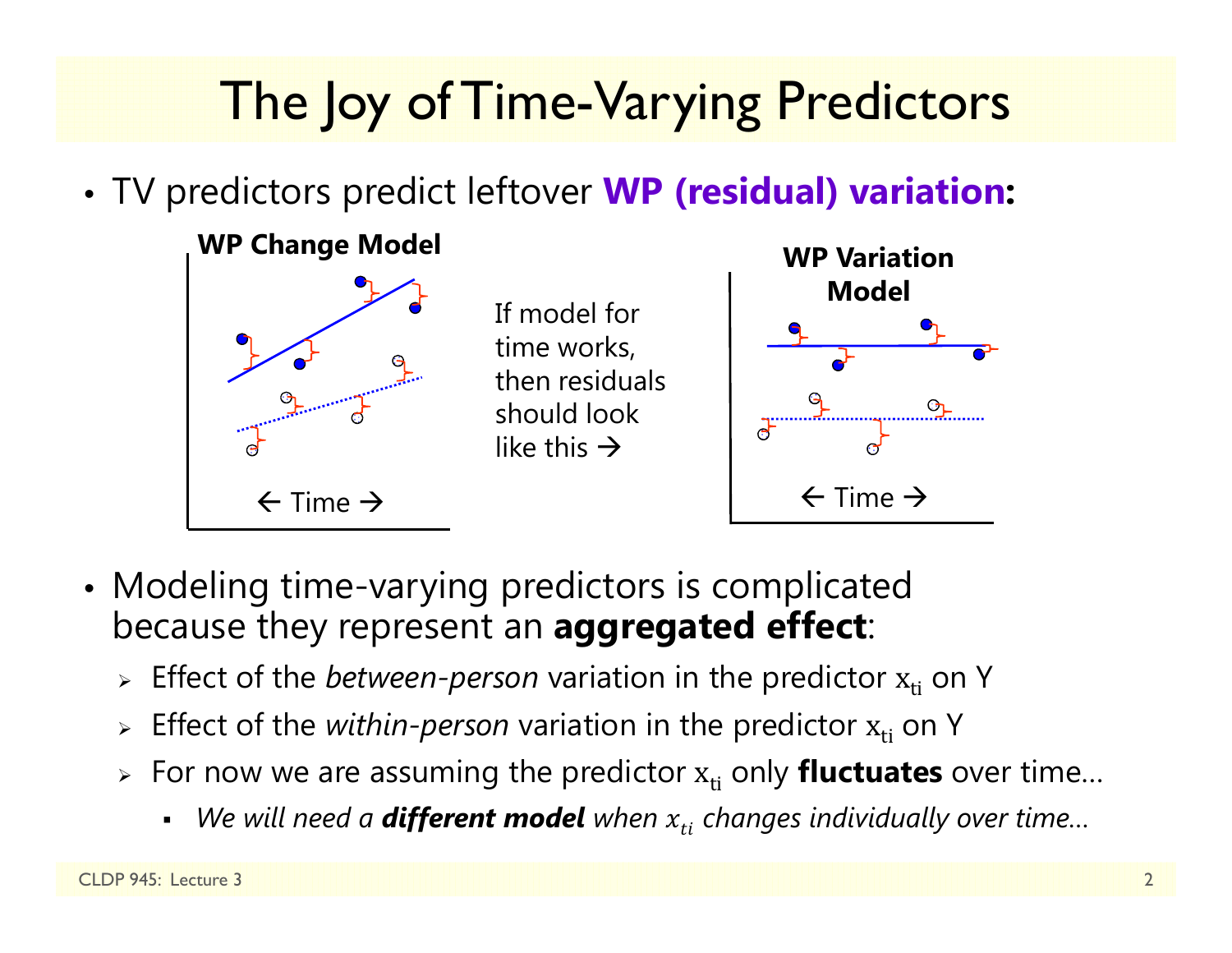# The Joy of Time-Varying Predictors

- TV predictors predict leftover **WP (residual) variation:**

**WP Change Model**

← Time →

If model for time works, then residuals should look like this →

**WP Variation Model**

← Time →

- Modeling time-varying predictors is complicated because they represent an **aggregated effect**:
  - Effect of the *between-person* variation in the predictor $x_{ti}$ on Y
  - Effect of the *within-person* variation in the predictor $x_{ti}$ on Y
  - For now we are assuming the predictor $x_{ti}$ only **fluctuates** over time…
    - *We will need a **different model** when $x_{ti}$ changes individually over time…*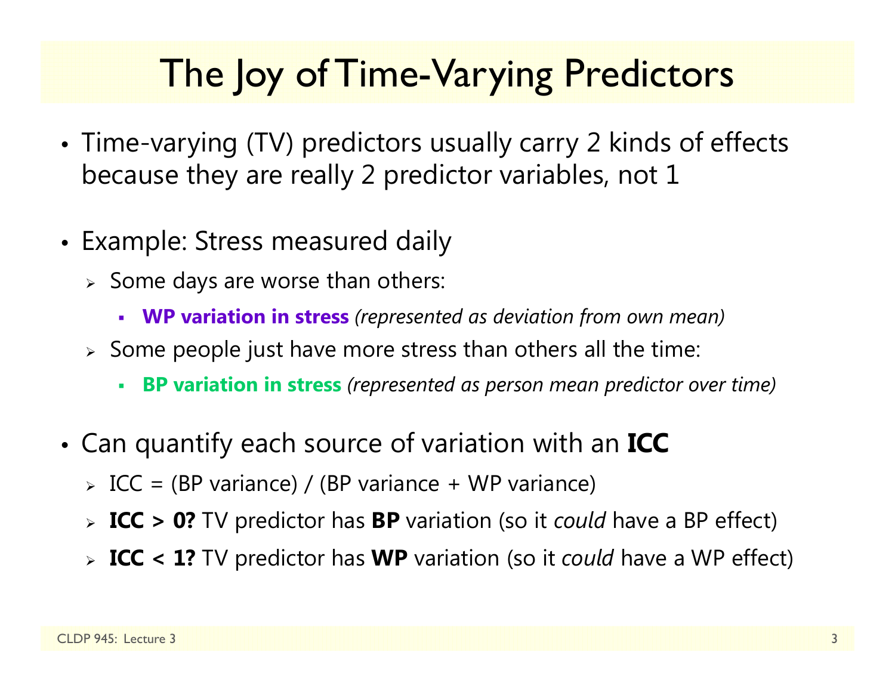# The Joy of Time-Varying Predictors

- Time-varying (TV) predictors usually carry 2 kinds of effects because they are really 2 predictor variables, not 1
- Example: Stress measured daily
  - Some days are worse than others:
    - **WP variation in stress** *(represented as deviation from own mean)*
  - Some people just have more stress than others all the time:
    - **BP variation in stress** *(represented as person mean predictor over time)*
- Can quantify each source of variation with an **ICC**
  - ICC = (BP variance) / (BP variance + WP variance)
  - **ICC > 0?** TV predictor has **BP** variation (so it *could* have a BP effect)
  - **ICC < 1?** TV predictor has **WP** variation (so it *could* have a WP effect)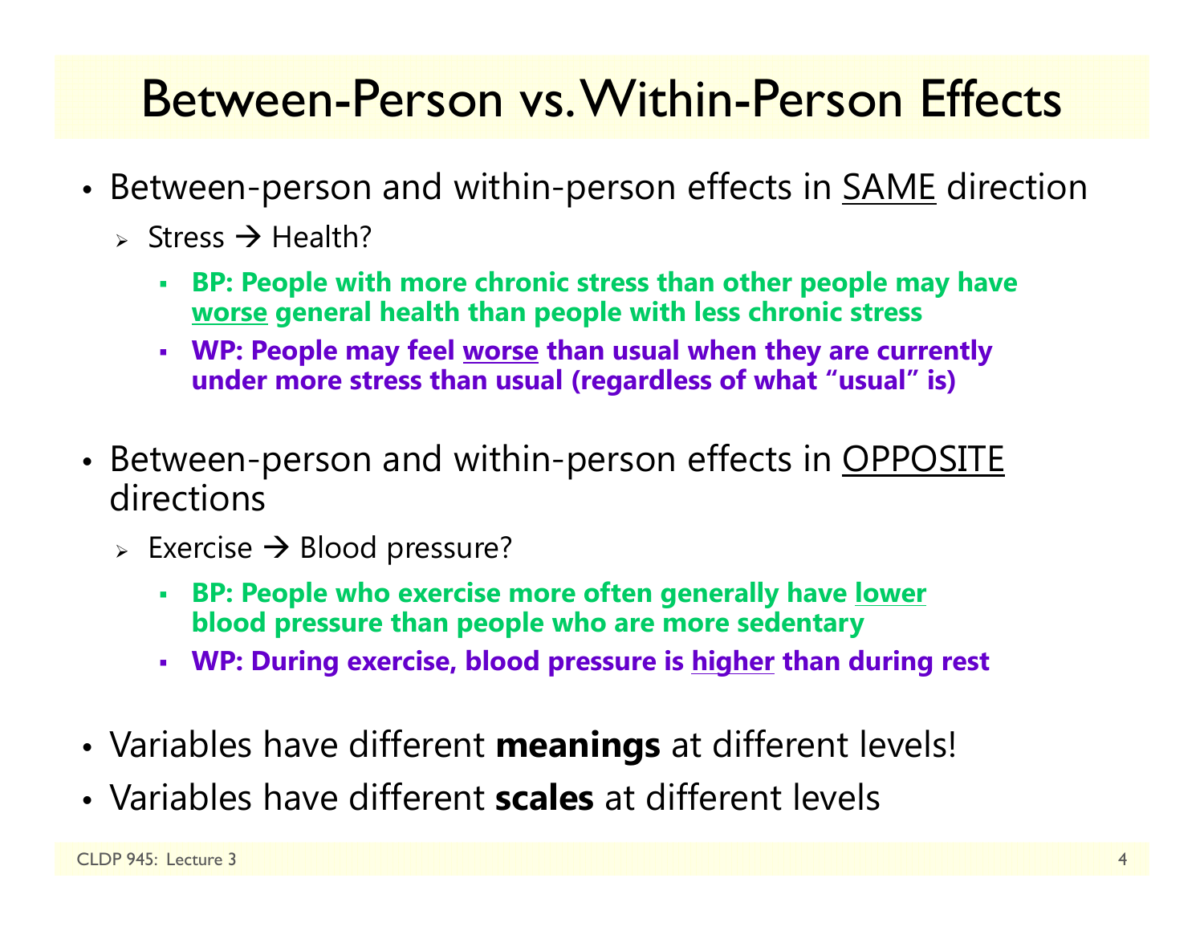# Between-Person vs. Within-Person Effects

- Between-person and within-person effects in <u>SAME</u> direction
  - Stress → Health?
    - **BP: People with more chronic stress than other people may have <u>worse</u> general health than people with less chronic stress**
    - **WP: People may feel <u>worse</u> than usual when they are currently under more stress than usual (regardless of what "usual" is)**
- Between-person and within-person effects in <u>OPPOSITE</u> directions
  - Exercise → Blood pressure?
    - **BP: People who exercise more often generally have <u>lower</u> blood pressure than people who are more sedentary**
    - **WP: During exercise, blood pressure is <u>higher</u> than during rest**
- Variables have different **meanings** at different levels!
- Variables have different **scales** at different levels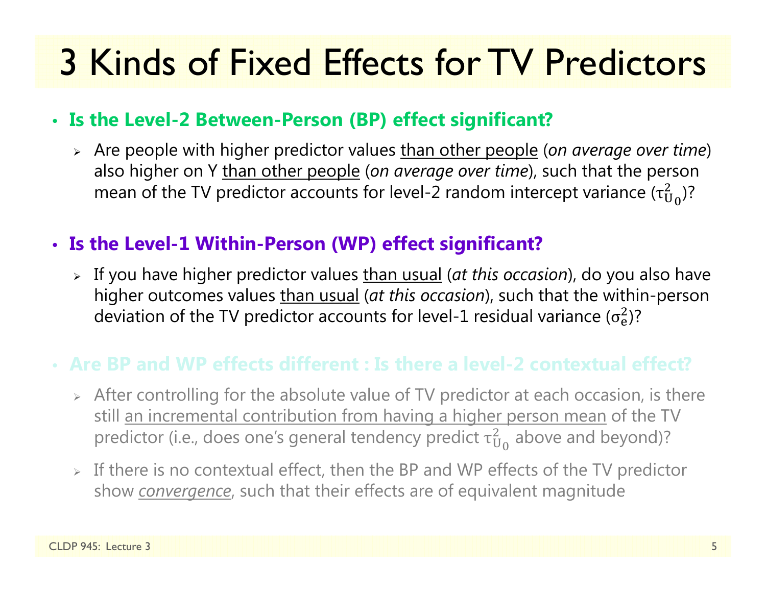# 3 Kinds of Fixed Effects for TV Predictors

- **Is the Level-2 Between-Person (BP) effect significant?**
  - Are people with higher predictor values than other people (*on average over time*) also higher on Y than other people (*on average over time*), such that the person mean of the TV predictor accounts for level-2 random intercept variance ($\tau^2_{U_0}$)?

- **Is the Level-1 Within-Person (WP) effect significant?**
  - If you have higher predictor values than usual (*at this occasion*), do you also have higher outcomes values than usual (*at this occasion*), such that the within-person deviation of the TV predictor accounts for level-1 residual variance ($\sigma^2_e$)?

- **Are BP and WP effects different : Is there a level-2 contextual effect?**
  - After controlling for the absolute value of TV predictor at each occasion, is there still an incremental contribution from having a higher person mean of the TV predictor (i.e., does one's general tendency predict $\tau^2_{U_0}$ above and beyond)?
  - If there is no contextual effect, then the BP and WP effects of the TV predictor show *convergence*, such that their effects are of equivalent magnitude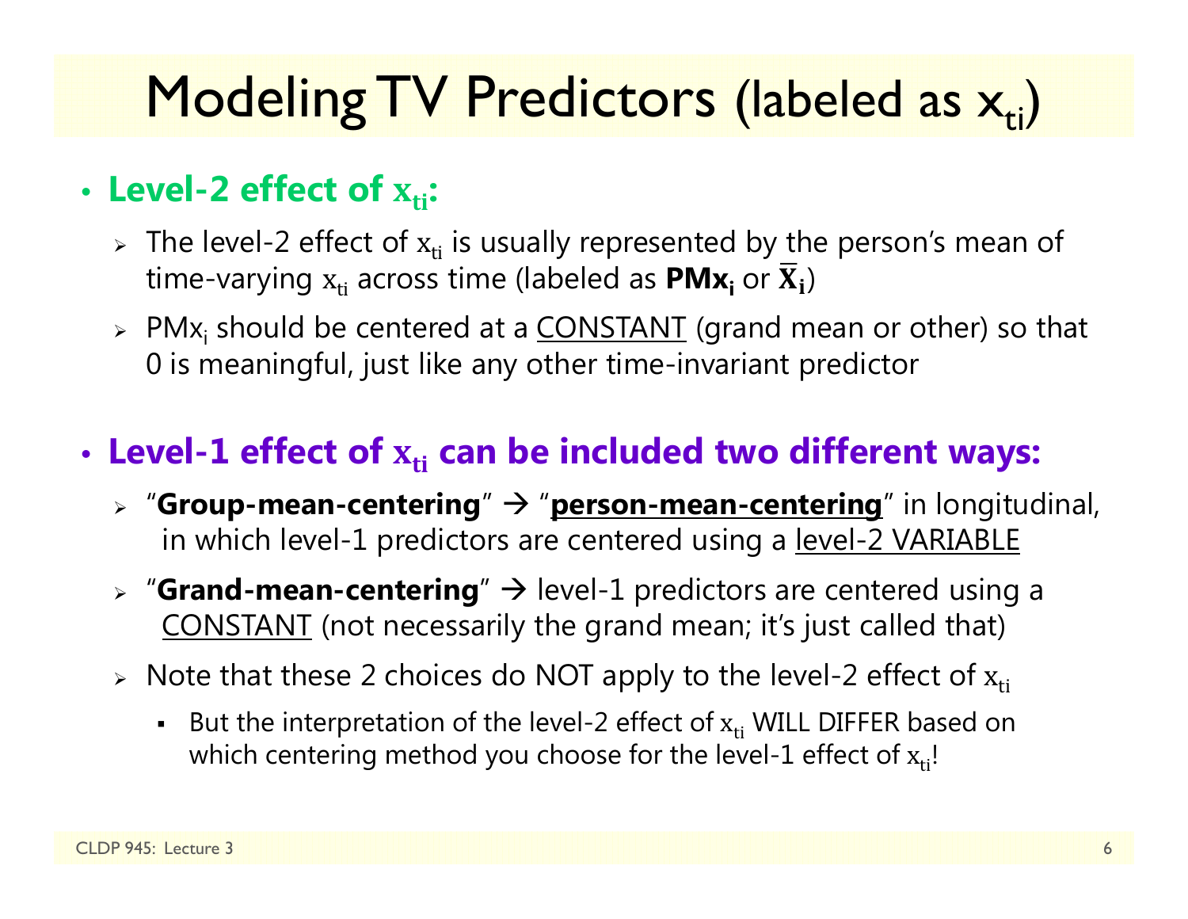# Modeling TV Predictors (labeled as $x_{ti}$)

- **Level-2 effect of $x_{ti}$:**
  - The level-2 effect of $x_{ti}$ is usually represented by the person's mean of time-varying $x_{ti}$ across time (labeled as **PMx$_i$** or $\bar{\mathbf{X}}_\mathbf{i}$)
  - PMx$_i$ should be centered at a CONSTANT (grand mean or other) so that 0 is meaningful, just like any other time-invariant predictor

- **Level-1 effect of $x_{ti}$ can be included two different ways:**
  - "**Group-mean-centering**" → "**person-mean-centering**" in longitudinal, in which level-1 predictors are centered using a level-2 VARIABLE
  - "**Grand-mean-centering**" → level-1 predictors are centered using a CONSTANT (not necessarily the grand mean; it's just called that)
  - Note that these 2 choices do NOT apply to the level-2 effect of $x_{ti}$
    - But the interpretation of the level-2 effect of $x_{ti}$ WILL DIFFER based on which centering method you choose for the level-1 effect of $x_{ti}$!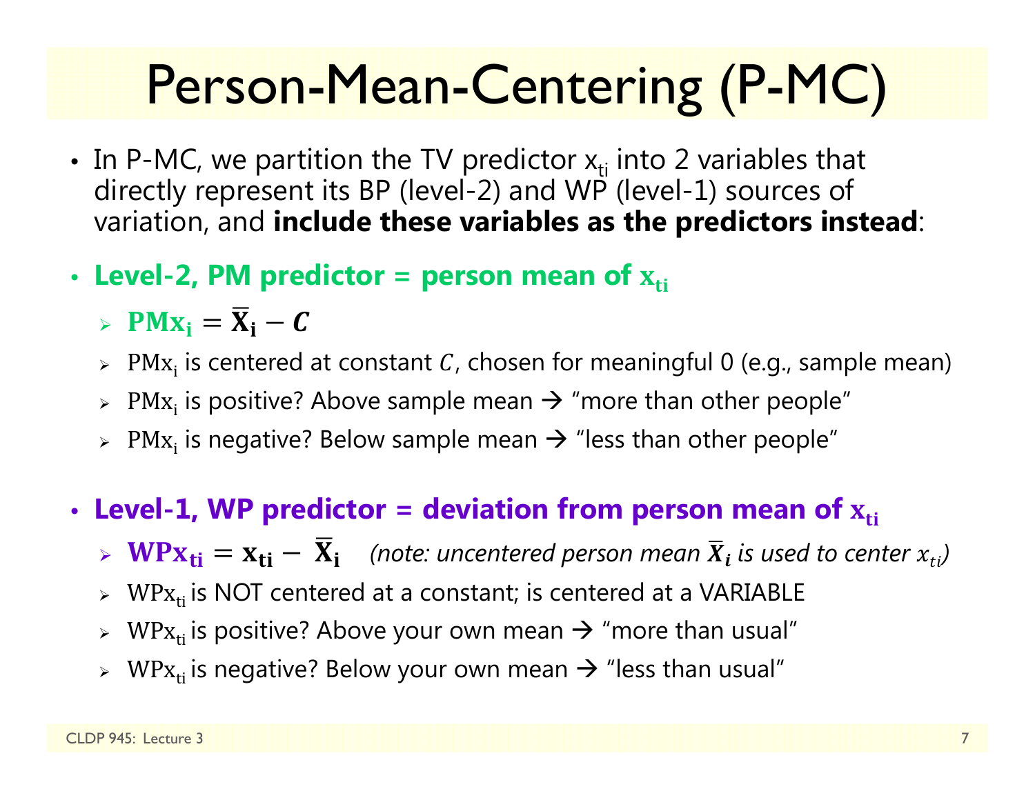# Person-Mean-Centering (P-MC)

- In P-MC, we partition the TV predictor $x_{ti}$ into 2 variables that directly represent its BP (level-2) and WP (level-1) sources of variation, and **include these variables as the predictors instead**:

- **Level-2, PM predictor = person mean of $x_{ti}$**
  - $\mathbf{PMx_i} = \bar{\mathbf{X}}_\mathbf{i} - \boldsymbol{C}$
  - $\mathrm{PMx_i}$ is centered at constant $C$, chosen for meaningful 0 (e.g., sample mean)
  - $\mathrm{PMx_i}$ is positive? Above sample mean → "more than other people"
  - $\mathrm{PMx_i}$ is negative? Below sample mean → "less than other people"

- **Level-1, WP predictor = deviation from person mean of $x_{ti}$**
  - $\mathbf{WPx_{ti}} = \mathbf{x_{ti}} - \bar{\mathbf{X}}_\mathbf{i}$ *(note: uncentered person mean $\bar{X}_i$ is used to center $x_{ti}$)*
  - $\mathrm{WPx_{ti}}$ is NOT centered at a constant; is centered at a VARIABLE
  - $\mathrm{WPx_{ti}}$ is positive? Above your own mean → "more than usual"
  - $\mathrm{WPx_{ti}}$ is negative? Below your own mean → "less than usual"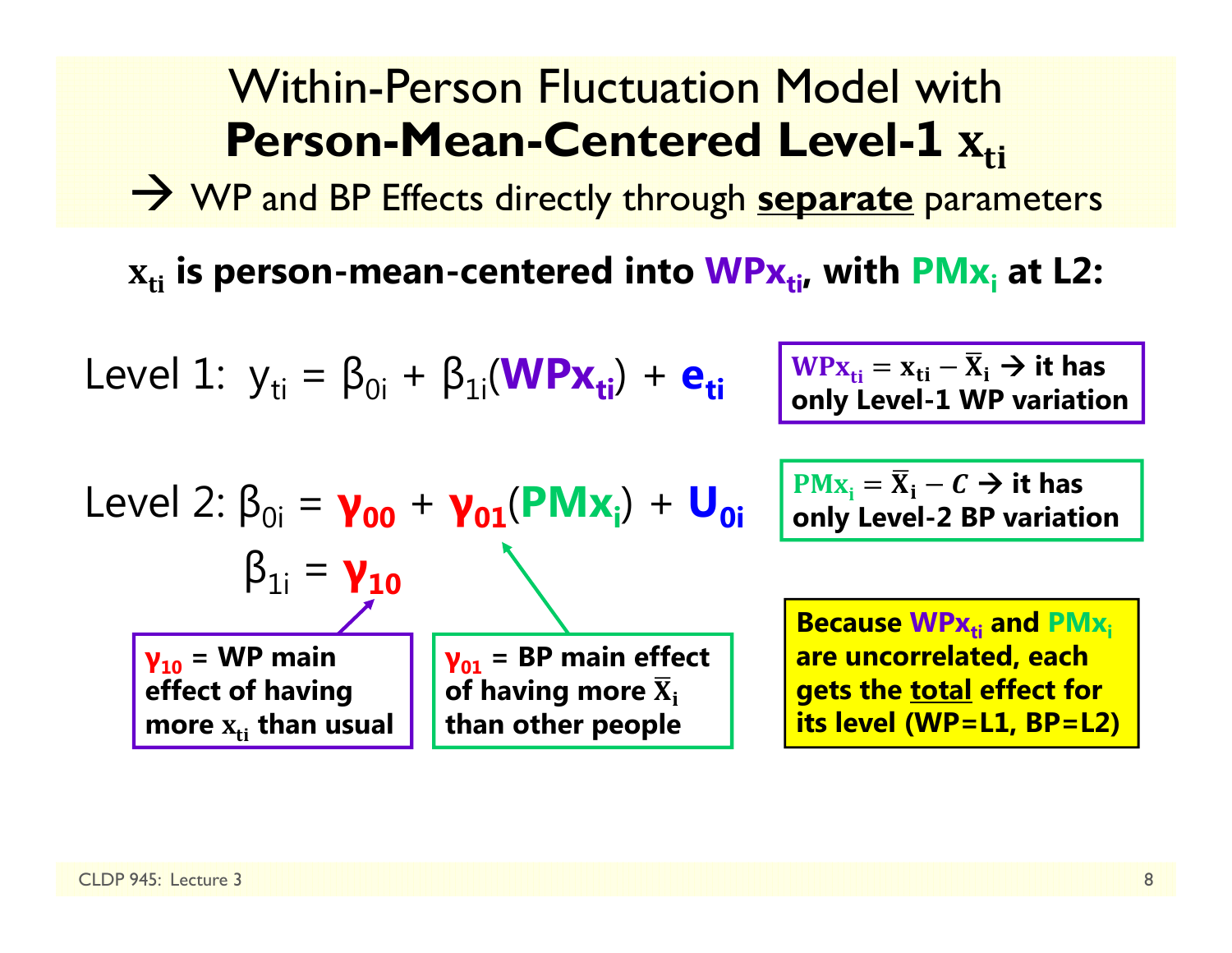# Within-Person Fluctuation Model with **Person-Mean-Centered Level-1 $x_{ti}$**

→ WP and BP Effects directly through **separate** parameters

**$x_{ti}$ is person-mean-centered into $WPx_{ti}$, with $PMx_i$ at L2:**

Level 1: $y_{ti} = \beta_{0i} + \beta_{1i}(WPx_{ti}) + e_{ti}$

Level 2: $\beta_{0i} = \gamma_{00} + \gamma_{01}(PMx_i) + U_{0i}$

$\beta_{1i} = \gamma_{10}$

**$WPx_{ti} = x_{ti} - \bar{X}_i$ → it has only Level-1 WP variation**

**$PMx_i = \bar{X}_i - C$ → it has only Level-2 BP variation**

**$\gamma_{10}$ = WP main effect of having more $x_{ti}$ than usual**

**$\gamma_{01}$ = BP main effect of having more $\bar{X}_i$ than other people**

**Because $WPx_{ti}$ and $PMx_i$ are uncorrelated, each gets the total effect for its level (WP=L1, BP=L2)**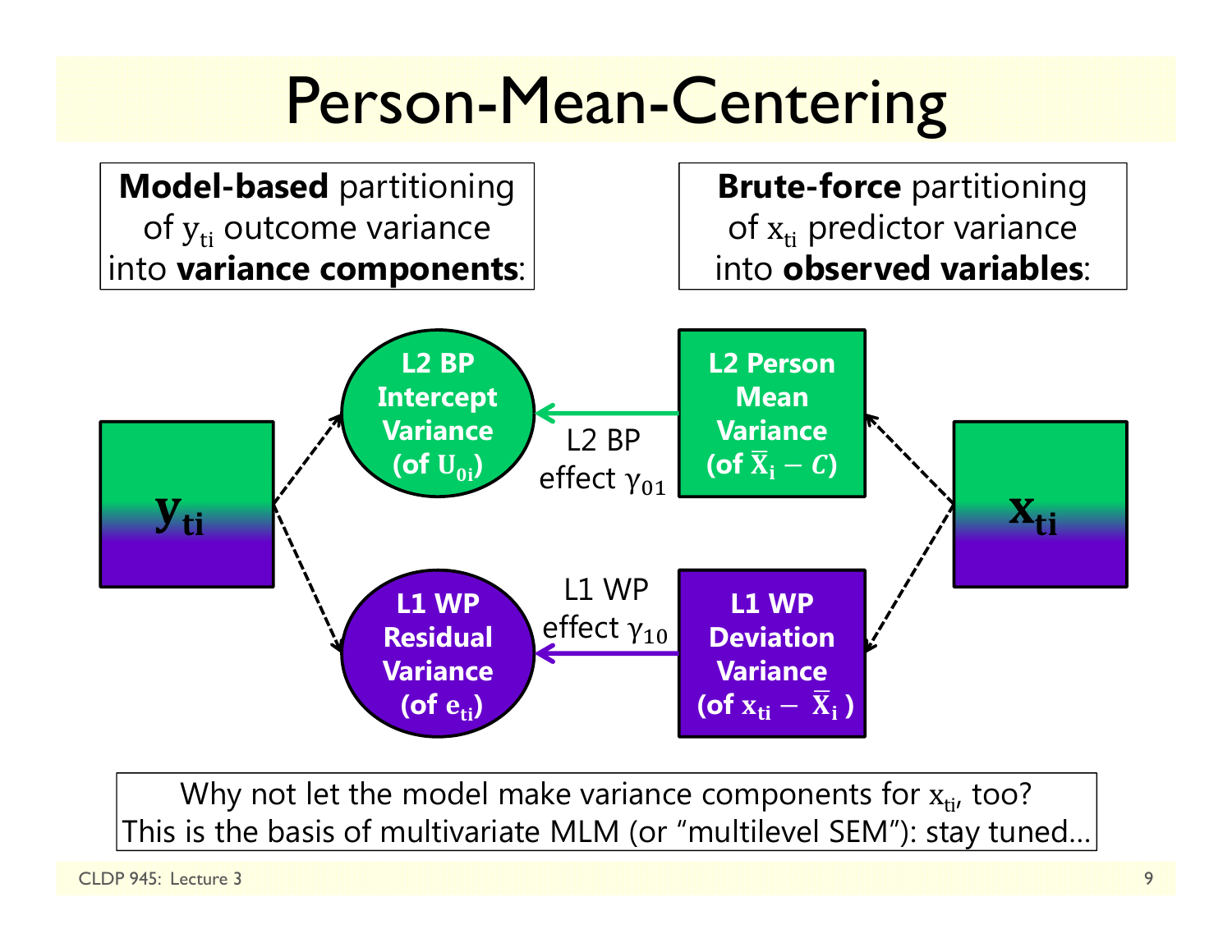# Person-Mean-Centering

**Model-based** partitioning of $y_{ti}$ outcome variance into **variance components**:

**Brute-force** partitioning of $x_{ti}$ predictor variance into **observed variables**:

$\mathbf{y_{ti}}$

**L2 BP Intercept Variance (of $U_{0i}$)**

L2 BP effect $\gamma_{01}$

**L2 Person Mean Variance (of $\bar{X}_i - C$)**

$\mathbf{x_{ti}}$

**L1 WP Residual Variance (of $e_{ti}$)**

L1 WP effect $\gamma_{10}$

**L1 WP Deviation Variance (of $x_{ti} - \bar{X}_i$)**

Why not let the model make variance components for $x_{ti}$, too?
This is the basis of multivariate MLM (or "multilevel SEM"): stay tuned…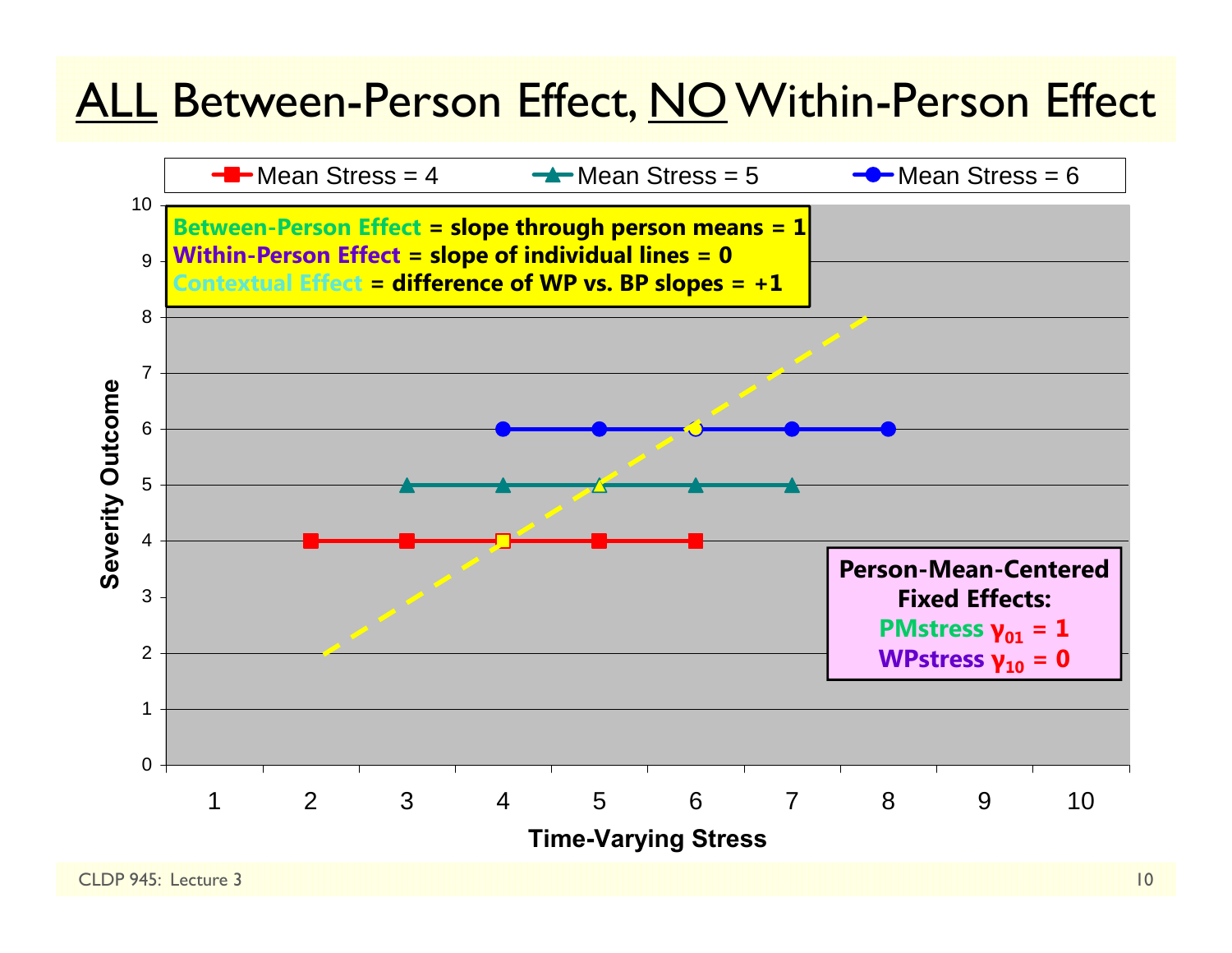# ALL Between-Person Effect, NO Within-Person Effect

**Between-Person Effect = slope through person means = 1**
**Within-Person Effect = slope of individual lines = 0**
**Contextual Effect = difference of WP vs. BP slopes = +1**

Legend: Mean Stress = 4; Mean Stress = 5; Mean Stress = 6

Y-axis: Severity Outcome (0–10)

X-axis: Time-Varying Stress (1–10)

**Person-Mean-Centered Fixed Effects:**
**PMstress $\gamma_{01}$ = 1**
**WPstress $\gamma_{10}$ = 0**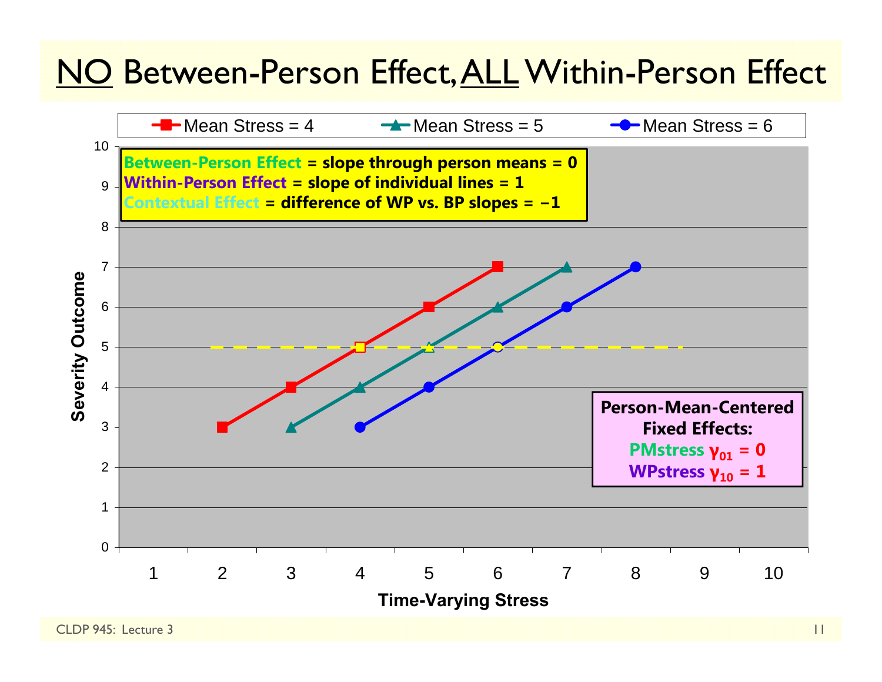# NO Between-Person Effect, ALL Within-Person Effect

Mean Stress = 4 | Mean Stress = 5 | Mean Stress = 6

**Between-Person Effect = slope through person means = 0**
**Within-Person Effect = slope of individual lines = 1**
**Contextual Effect = difference of WP vs. BP slopes = −1**

**Person-Mean-Centered Fixed Effects:**
**PMstress $\gamma_{01}$ = 0**
**WPstress $\gamma_{10}$ = 1**

Severity Outcome

Time-Varying Stress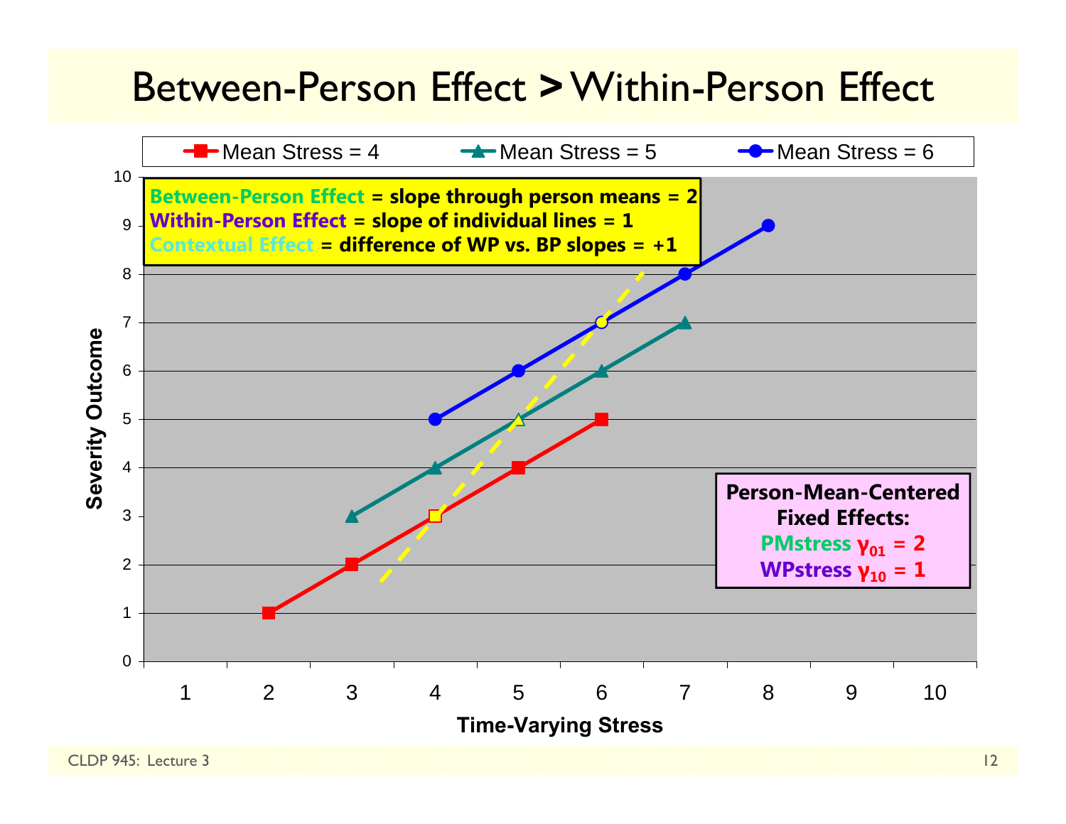# Between-Person Effect > Within-Person Effect

Mean Stress = 4 | Mean Stress = 5 | Mean Stress = 6

**Between-Person Effect = slope through person means = 2**
**Within-Person Effect = slope of individual lines = 1**
**Contextual Effect = difference of WP vs. BP slopes = +1**

**Person-Mean-Centered Fixed Effects:**
**PMstress $\gamma_{01}$ = 2**
**WPstress $\gamma_{10}$ = 1**

Severity Outcome

Time-Varying Stress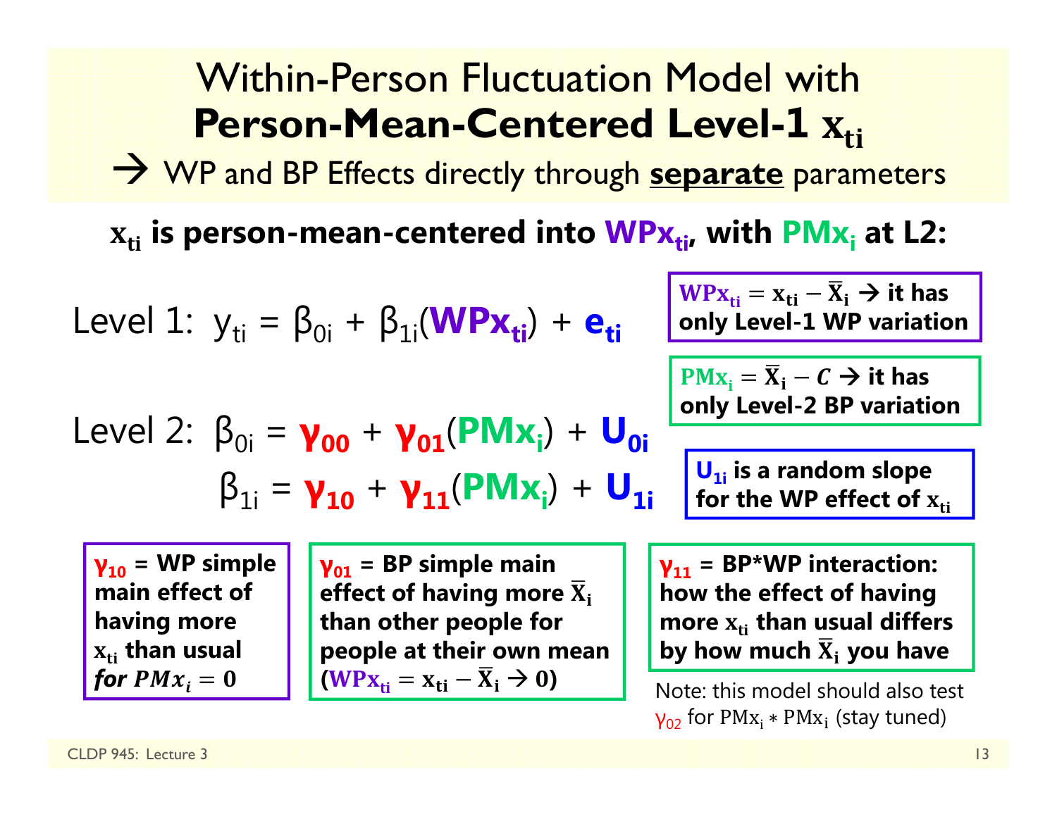# Within-Person Fluctuation Model with **Person-Mean-Centered Level-1 $x_{ti}$**

→ WP and BP Effects directly through **separate** parameters

**$x_{ti}$ is person-mean-centered into $WPx_{ti}$, with $PMx_i$ at L2:**

Level 1: $y_{ti} = \beta_{0i} + \beta_{1i}(WPx_{ti}) + e_{ti}$

Level 2: $\beta_{0i} = \gamma_{00} + \gamma_{01}(PMx_i) + U_{0i}$

$\beta_{1i} = \gamma_{10} + \gamma_{11}(PMx_i) + U_{1i}$

**$WPx_{ti} = x_{ti} - \bar{X}_i$ → it has only Level-1 WP variation**

**$PMx_i = \bar{X}_i - C$ → it has only Level-2 BP variation**

**$U_{1i}$ is a random slope for the WP effect of $x_{ti}$**

**$\gamma_{10}$ = WP simple main effect of having more $x_{ti}$ than usual *for $PMx_i = 0$***

**$\gamma_{01}$ = BP simple main effect of having more $\bar{X}_i$ than other people for people at their own mean ($WPx_{ti} = x_{ti} - \bar{X}_i$ → 0)**

**$\gamma_{11}$ = BP*WP interaction: how the effect of having more $x_{ti}$ than usual differs by how much $\bar{X}_i$ you have**

Note: this model should also test $\gamma_{02}$ for $PMx_i * PMx_i$ (stay tuned)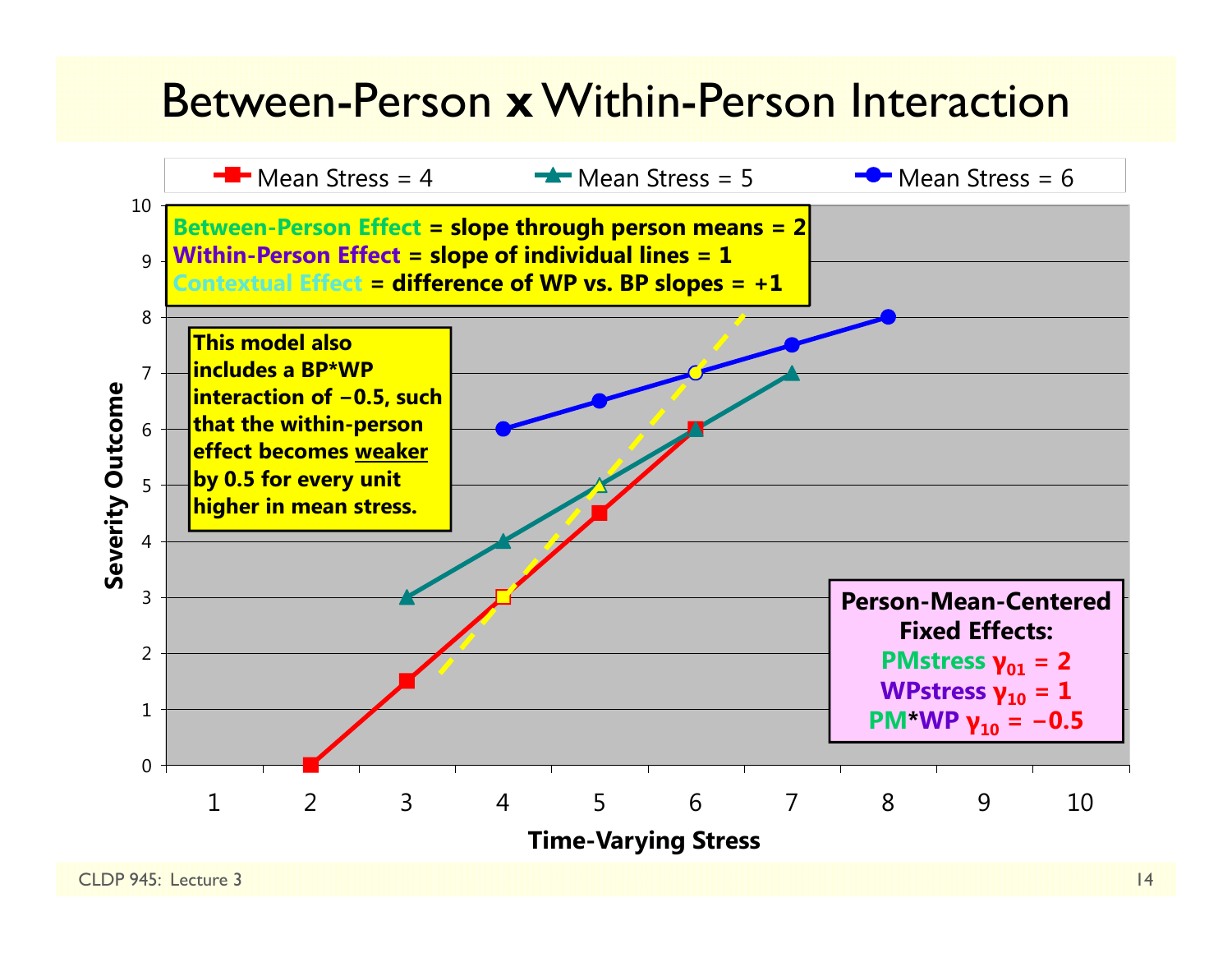# Between-Person x Within-Person Interaction

Mean Stress = 4 | Mean Stress = 5 | Mean Stress = 6

**Between-Person Effect = slope through person means = 2**
**Within-Person Effect = slope of individual lines = 1**
**Contextual Effect = difference of WP vs. BP slopes = +1**

**This model also includes a BP*WP interaction of −0.5, such that the within-person effect becomes <u>weaker</u> by 0.5 for every unit higher in mean stress.**

**Person-Mean-Centered Fixed Effects:**
**PMstress $\gamma_{01}$ = 2**
**WPstress $\gamma_{10}$ = 1**
**PM*WP $\gamma_{10}$ = −0.5**

Severity Outcome

Time-Varying Stress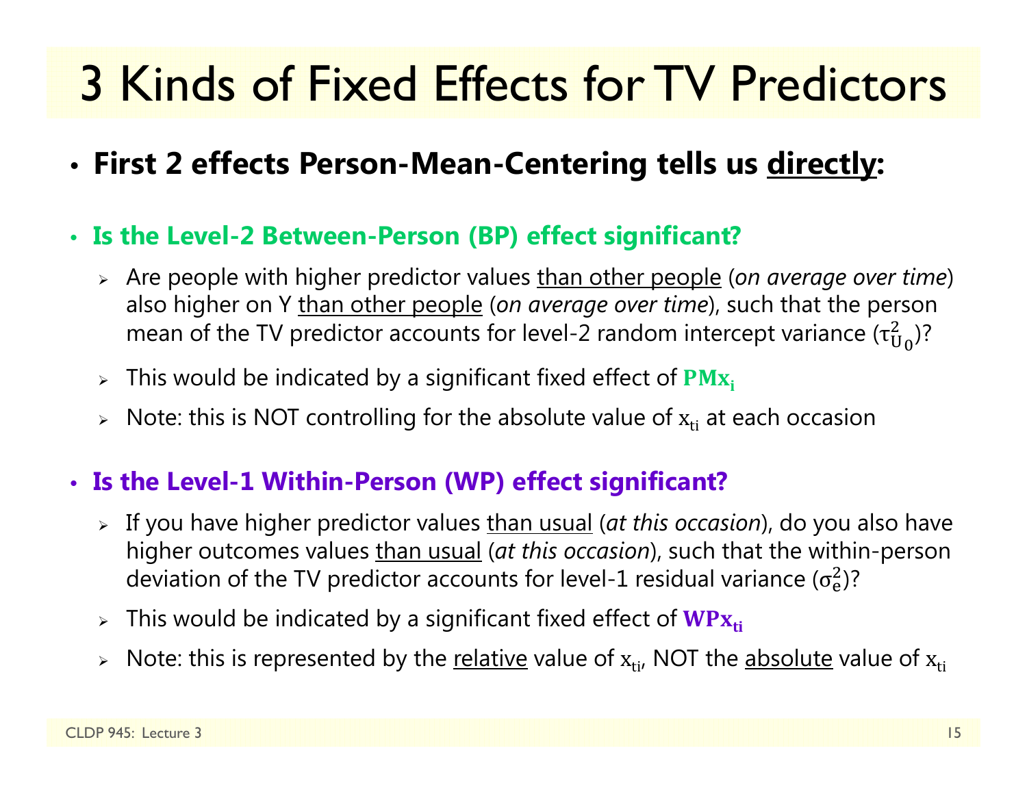# 3 Kinds of Fixed Effects for TV Predictors

- **First 2 effects Person-Mean-Centering tells us <u>directly</u>:**

- **Is the Level-2 Between-Person (BP) effect significant?**
  - Are people with higher predictor values <u>than other people</u> (*on average over time*) also higher on Y <u>than other people</u> (*on average over time*), such that the person mean of the TV predictor accounts for level-2 random intercept variance ($\tau^2_{U_0}$)?
  - This would be indicated by a significant fixed effect of $\mathbf{PMx_i}$
  - Note: this is NOT controlling for the absolute value of $x_{ti}$ at each occasion

- **Is the Level-1 Within-Person (WP) effect significant?**
  - If you have higher predictor values <u>than usual</u> (*at this occasion*), do you also have higher outcomes values <u>than usual</u> (*at this occasion*), such that the within-person deviation of the TV predictor accounts for level-1 residual variance ($\sigma^2_e$)?
  - This would be indicated by a significant fixed effect of $\mathbf{WPx_{ti}}$
  - Note: this is represented by the <u>relative</u> value of $x_{ti}$, NOT the <u>absolute</u> value of $x_{ti}$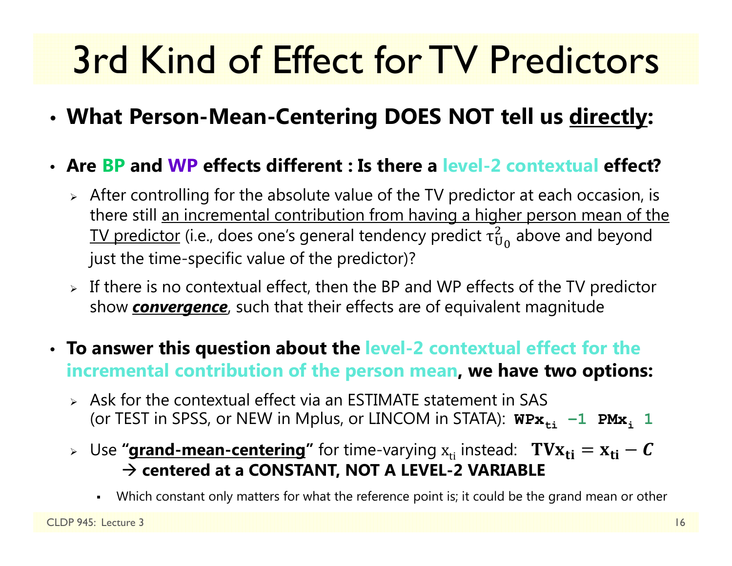# 3rd Kind of Effect for TV Predictors

- **What Person-Mean-Centering DOES NOT tell us <u>directly</u>:**

- **Are BP and WP effects different : Is there a level-2 contextual effect?**
  - After controlling for the absolute value of the TV predictor at each occasion, is there still <u>an incremental contribution from having a higher person mean of the TV predictor</u> (i.e., does one's general tendency predict $\tau^2_{U_0}$ above and beyond just the time-specific value of the predictor)?
  - If there is no contextual effect, then the BP and WP effects of the TV predictor show ***<u>convergence</u>***, such that their effects are of equivalent magnitude

- **To answer this question about the level-2 contextual effect for the incremental contribution of the person mean, we have two options:**
  - Ask for the contextual effect via an ESTIMATE statement in SAS (or TEST in SPSS, or NEW in Mplus, or LINCOM in STATA): $\mathbf{WPx_{ti}\ -1\ \ PMx_{i}\ 1}$
  - Use **"<u>grand-mean-centering</u>"** for time-varying $x_{ti}$ instead: $\mathbf{TVx_{ti} = x_{ti} - \mathit{C}}$
    → **centered at a CONSTANT, NOT A LEVEL-2 VARIABLE**
    - Which constant only matters for what the reference point is; it could be the grand mean or other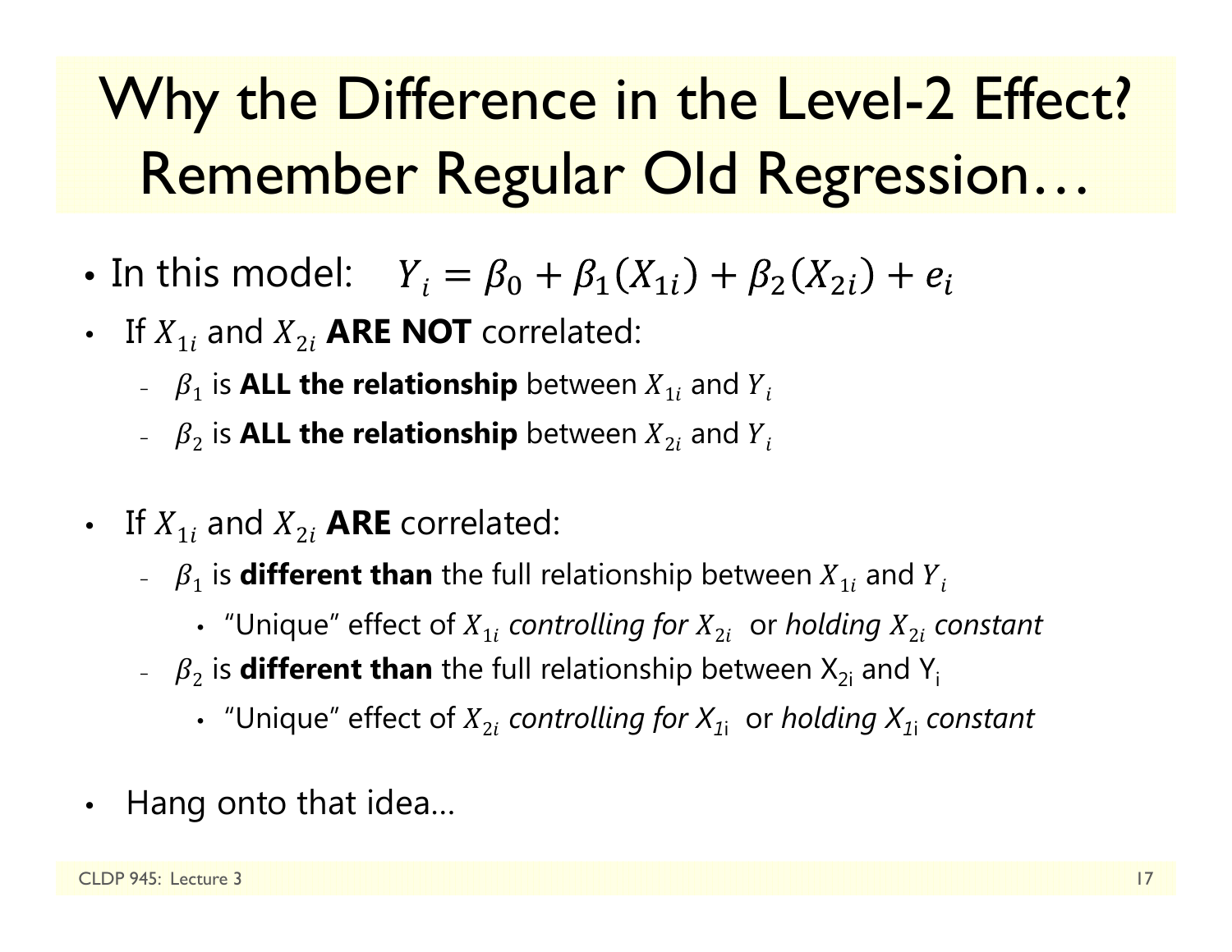# Why the Difference in the Level-2 Effect? Remember Regular Old Regression…

- In this model: $Y_i = \beta_0 + \beta_1(X_{1i}) + \beta_2(X_{2i}) + e_i$
- If $X_{1i}$ and $X_{2i}$ **ARE NOT** correlated:
  - $\beta_1$ is **ALL the relationship** between $X_{1i}$ and $Y_i$
  - $\beta_2$ is **ALL the relationship** between $X_{2i}$ and $Y_i$
- If $X_{1i}$ and $X_{2i}$ **ARE** correlated:
  - $\beta_1$ is **different than** the full relationship between $X_{1i}$ and $Y_i$
    - "Unique" effect of $X_{1i}$ *controlling for* $X_{2i}$ or *holding* $X_{2i}$ *constant*
  - $\beta_2$ is **different than** the full relationship between $X_{2i}$ and $Y_i$
    - "Unique" effect of $X_{2i}$ *controlling for* $X_{1i}$ or *holding* $X_{1i}$ *constant*
- Hang onto that idea…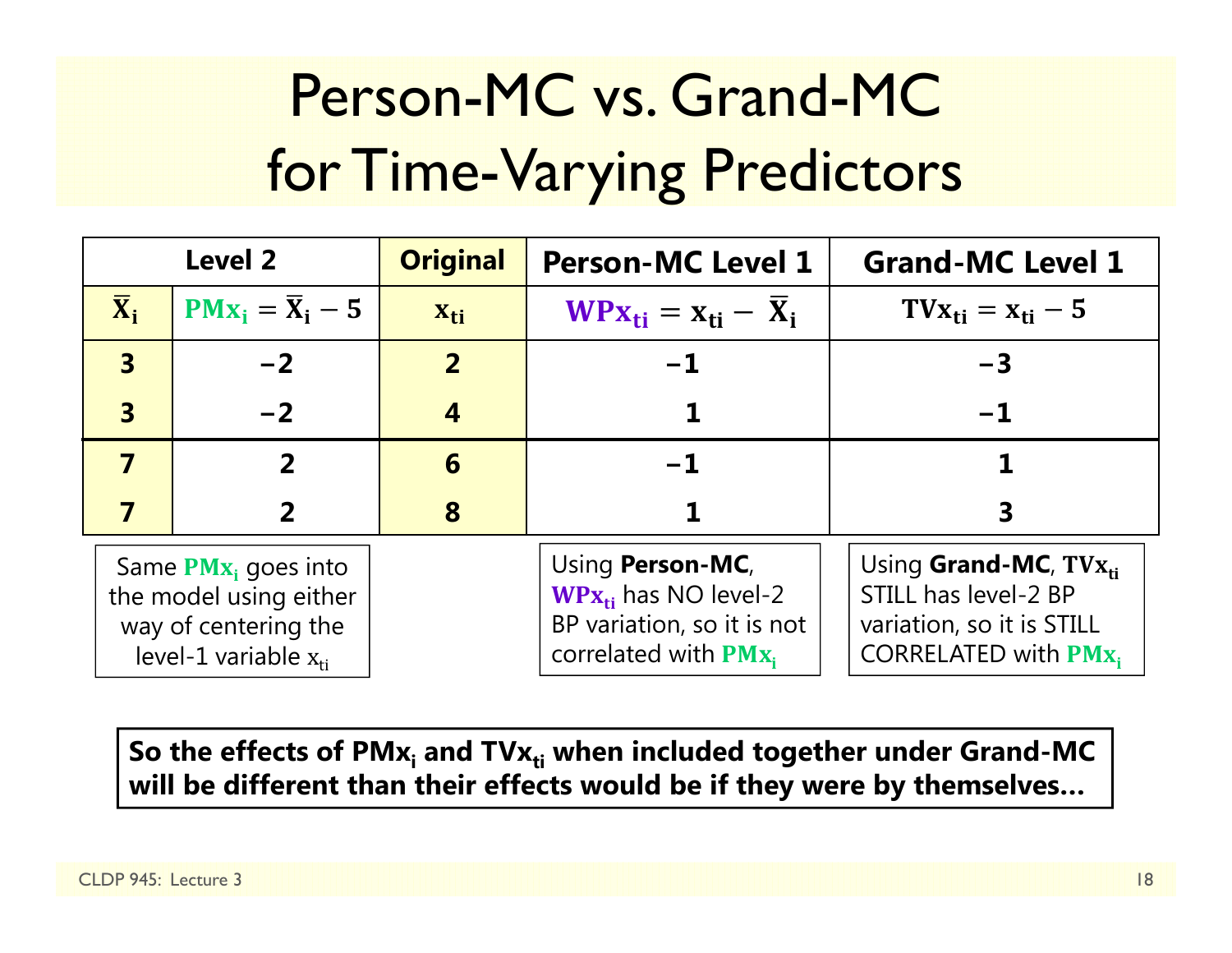# Person-MC vs. Grand-MC for Time-Varying Predictors

| Level 2 | | Original | Person-MC Level 1 | Grand-MC Level 1 |
|---|---|---|---|---|
| $\bar{X}_i$ | $PMx_i = \bar{X}_i - 5$ | $x_{ti}$ | $WPx_{ti} = x_{ti} - \bar{X}_i$ | $TVx_{ti} = x_{ti} - 5$ |
| 3 | −2 | 2 | −1 | −3 |
| 3 | −2 | 4 | 1 | −1 |
| 7 | 2 | 6 | −1 | 1 |
| 7 | 2 | 8 | 1 | 3 |

Same $PMx_i$ goes into the model using either way of centering the level-1 variable $x_{ti}$

Using **Person-MC**, $WPx_{ti}$ has NO level-2 BP variation, so it is not correlated with $PMx_i$

Using **Grand-MC**, $TVx_{ti}$ STILL has level-2 BP variation, so it is STILL CORRELATED with $PMx_i$

**So the effects of $PMx_i$ and $TVx_{ti}$ when included together under Grand-MC will be different than their effects would be if they were by themselves…**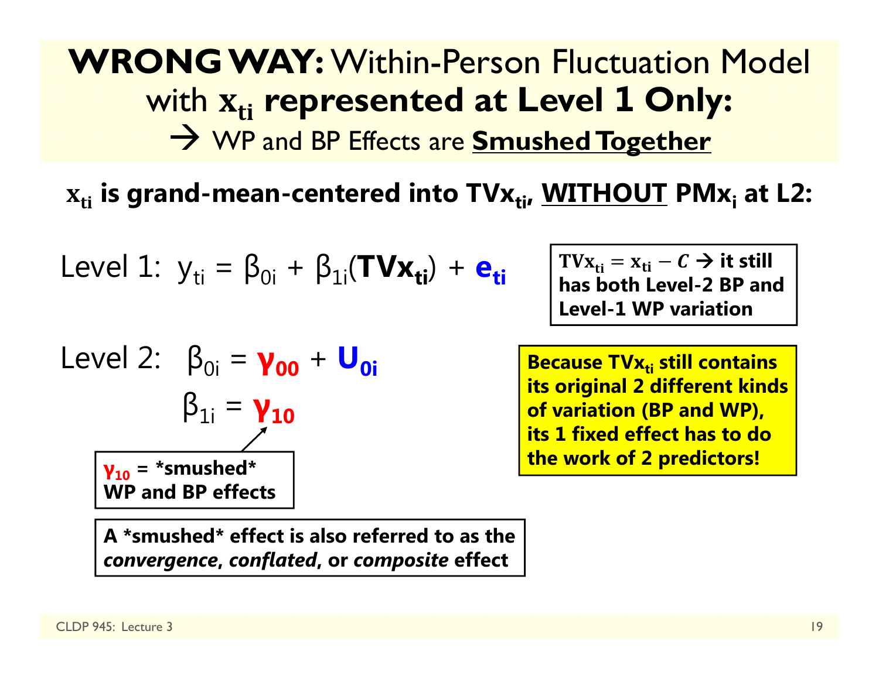# **WRONG WAY:** Within-Person Fluctuation Model with $\mathbf{x_{ti}}$ **represented at Level 1 Only:**

→ WP and BP Effects are **Smushed Together**

**$\mathbf{x_{ti}}$ is grand-mean-centered into $\mathbf{TVx_{ti}}$, WITHOUT $\mathbf{PMx_i}$ at L2:**

Level 1: $y_{ti} = \beta_{0i} + \beta_{1i}(\mathbf{TVx_{ti}}) + e_{ti}$

**$\mathrm{TVx_{ti}} = \mathrm{x_{ti}} - C$ → it still has both Level-2 BP and Level-1 WP variation**

Level 2: $\beta_{0i} = \gamma_{00} + U_{0i}$

$\beta_{1i} = \gamma_{10}$

**$\gamma_{10}$ = *smushed* WP and BP effects**

**Because $\mathbf{TVx_{ti}}$ still contains its original 2 different kinds of variation (BP and WP), its 1 fixed effect has to do the work of 2 predictors!**

**A *smushed* effect is also referred to as the *convergence*, *conflated*, or *composite* effect**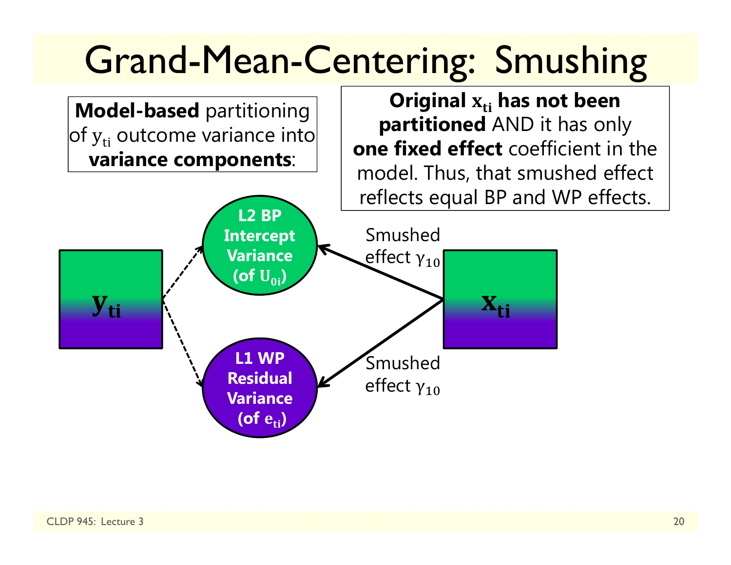# Grand-Mean-Centering: Smushing

**Model-based** partitioning of $y_{ti}$ outcome variance into **variance components**:

**Original $x_{ti}$ has not been partitioned** AND it has only **one fixed effect** coefficient in the model. Thus, that smushed effect reflects equal BP and WP effects.

$y_{ti}$

**L2 BP Intercept Variance (of $U_{0i}$)**

**L1 WP Residual Variance (of $e_{ti}$)**

Smushed effect $\gamma_{10}$

Smushed effect $\gamma_{10}$

$x_{ti}$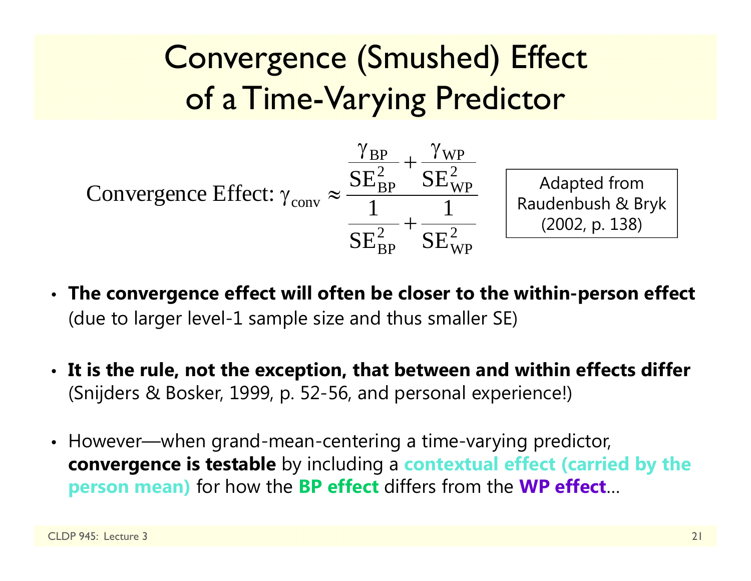# Convergence (Smushed) Effect of a Time-Varying Predictor

$$\text{Convergence Effect: } \gamma_{\text{conv}} \approx \frac{\dfrac{\gamma_{\text{BP}}}{\text{SE}_{\text{BP}}^2} + \dfrac{\gamma_{\text{WP}}}{\text{SE}_{\text{WP}}^2}}{\dfrac{1}{\text{SE}_{\text{BP}}^2} + \dfrac{1}{\text{SE}_{\text{WP}}^2}}$$

Adapted from Raudenbush & Bryk (2002, p. 138)

- **The convergence effect will often be closer to the within-person effect** (due to larger level-1 sample size and thus smaller SE)
- **It is the rule, not the exception, that between and within effects differ** (Snijders & Bosker, 1999, p. 52-56, and personal experience!)
- However—when grand-mean-centering a time-varying predictor, **convergence is testable** by including a **contextual effect (carried by the person mean)** for how the **BP effect** differs from the **WP effect**…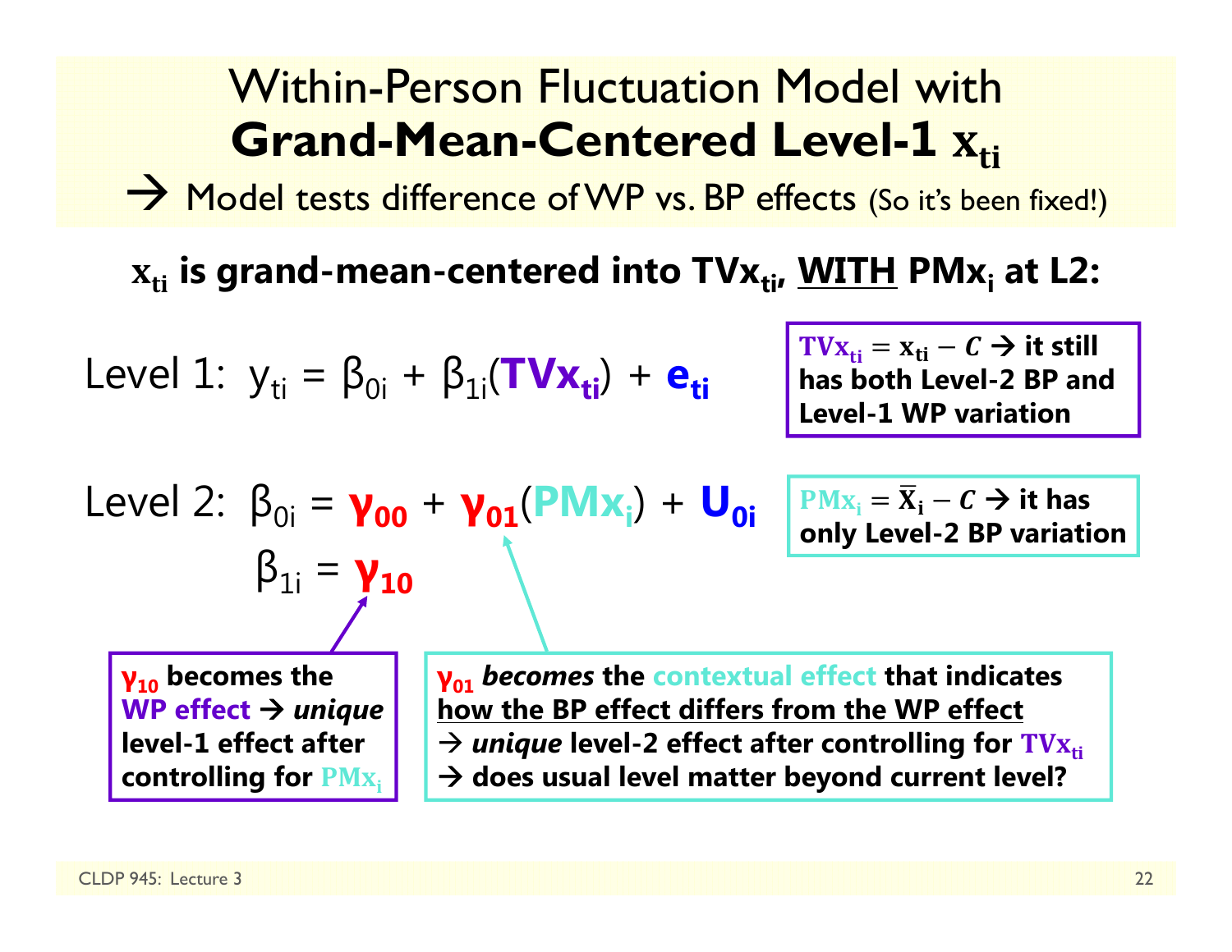# Within-Person Fluctuation Model with **Grand-Mean-Centered Level-1 $x_{ti}$**

→ Model tests difference of WP vs. BP effects (So it's been fixed!)

**$x_{ti}$ is grand-mean-centered into $TVx_{ti}$, WITH $PMx_i$ at L2:**

Level 1: $y_{ti} = \beta_{0i} + \beta_{1i}(TVx_{ti}) + e_{ti}$

**$TVx_{ti} = x_{ti} - C$ → it still has both Level-2 BP and Level-1 WP variation**

Level 2: $\beta_{0i} = \gamma_{00} + \gamma_{01}(PMx_i) + U_{0i}$

$\beta_{1i} = \gamma_{10}$

**$PMx_i = \bar{X}_i - C$ → it has only Level-2 BP variation**

**$\gamma_{10}$ becomes the WP effect → *unique* level-1 effect after controlling for $PMx_i$**

**$\gamma_{01}$ *becomes* the contextual effect that indicates how the BP effect differs from the WP effect → *unique* level-2 effect after controlling for $TVx_{ti}$ → does usual level matter beyond current level?**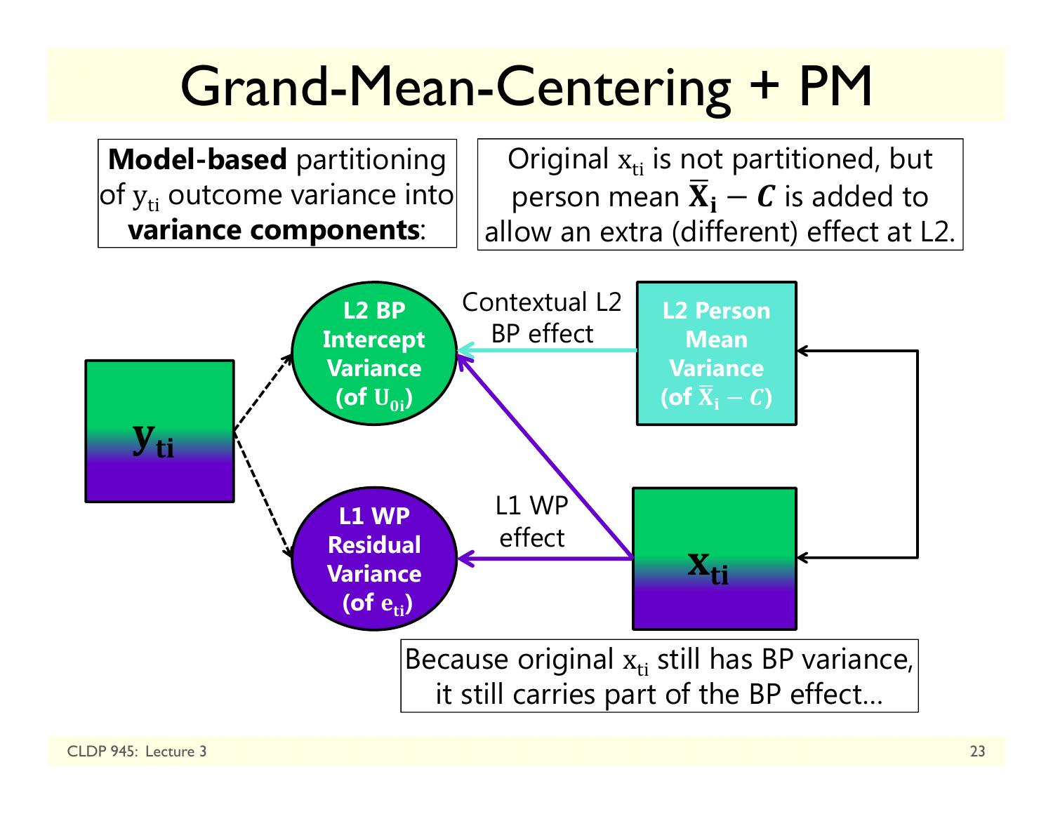# Grand-Mean-Centering + PM

**Model-based** partitioning of $y_{ti}$ outcome variance into **variance components**:

Original $x_{ti}$ is not partitioned, but person mean $\bar{\mathbf{X}}_{\mathbf{i}} - \boldsymbol{C}$ is added to allow an extra (different) effect at L2.

$\mathbf{y_{ti}}$

**L2 BP Intercept Variance (of $U_{0i}$)**

**L1 WP Residual Variance (of $e_{ti}$)**

Contextual L2 BP effect

**L2 Person Mean Variance (of $\bar{X}_i - C$)**

L1 WP effect

$\mathbf{x_{ti}}$

Because original $x_{ti}$ still has BP variance, it still carries part of the BP effect…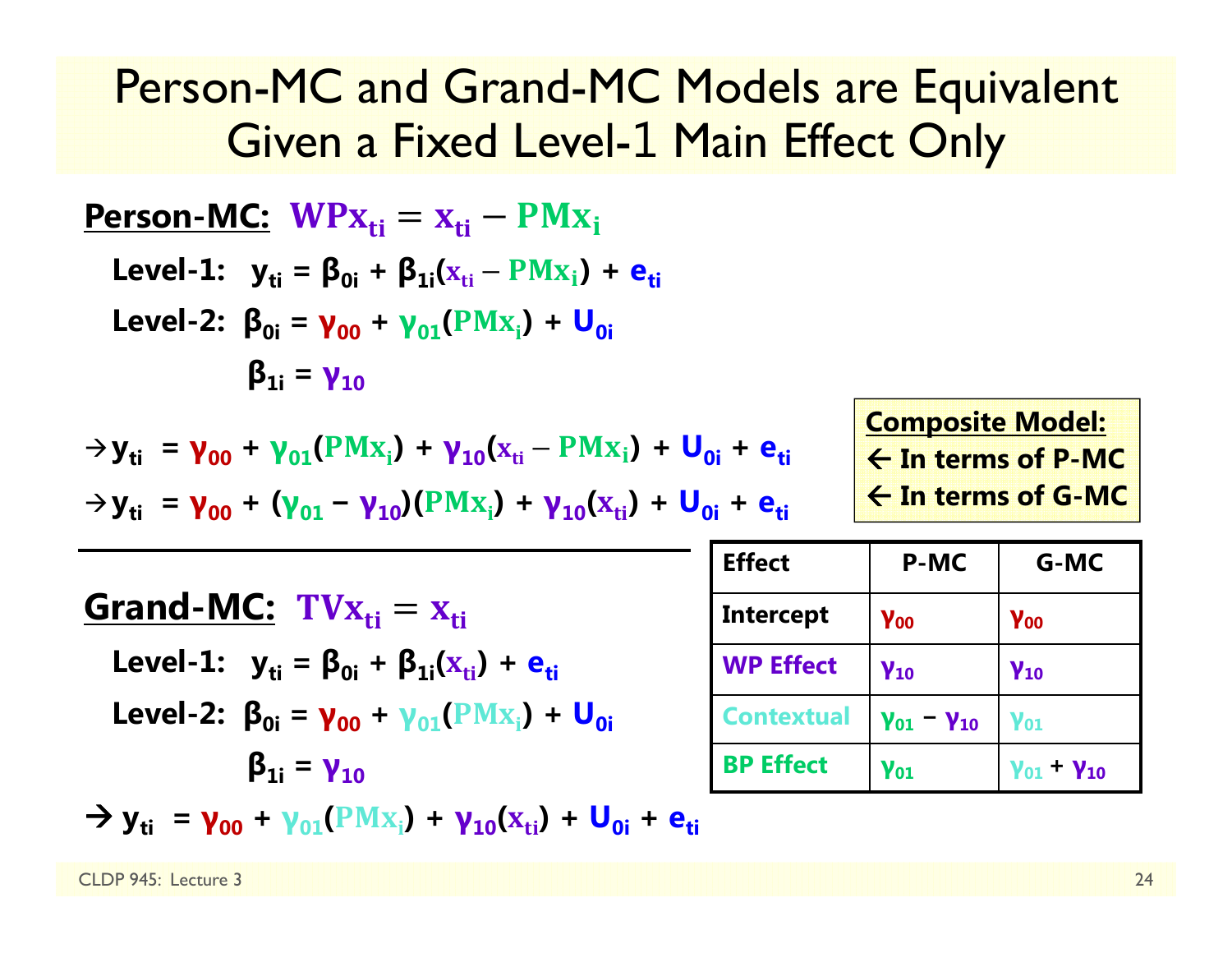# Person-MC and Grand-MC Models are Equivalent Given a Fixed Level-1 Main Effect Only

**Person-MC:** $WPx_{ti} = x_{ti} - PMx_i$

**Level-1:** $y_{ti} = \beta_{0i} + \beta_{1i}(x_{ti} - PMx_i) + e_{ti}$

**Level-2:** $\beta_{0i} = \gamma_{00} + \gamma_{01}(PMx_i) + U_{0i}$

$\beta_{1i} = \gamma_{10}$

$\rightarrow y_{ti} = \gamma_{00} + \gamma_{01}(PMx_i) + \gamma_{10}(x_{ti} - PMx_i) + U_{0i} + e_{ti}$

$\rightarrow y_{ti} = \gamma_{00} + (\gamma_{01} - \gamma_{10})(PMx_i) + \gamma_{10}(x_{ti}) + U_{0i} + e_{ti}$

**Composite Model:**
← In terms of P-MC
← In terms of G-MC

---

**Grand-MC:** $TVx_{ti} = x_{ti}$

**Level-1:** $y_{ti} = \beta_{0i} + \beta_{1i}(x_{ti}) + e_{ti}$

**Level-2:** $\beta_{0i} = \gamma_{00} + \gamma_{01}(PMx_i) + U_{0i}$

$\beta_{1i} = \gamma_{10}$

$\rightarrow y_{ti} = \gamma_{00} + \gamma_{01}(PMx_i) + \gamma_{10}(x_{ti}) + U_{0i} + e_{ti}$

| Effect | P-MC | G-MC |
|---|---|---|
| Intercept | $\gamma_{00}$ | $\gamma_{00}$ |
| WP Effect | $\gamma_{10}$ | $\gamma_{10}$ |
| Contextual | $\gamma_{01} - \gamma_{10}$ | $\gamma_{01}$ |
| BP Effect | $\gamma_{01}$ | $\gamma_{01} + \gamma_{10}$ |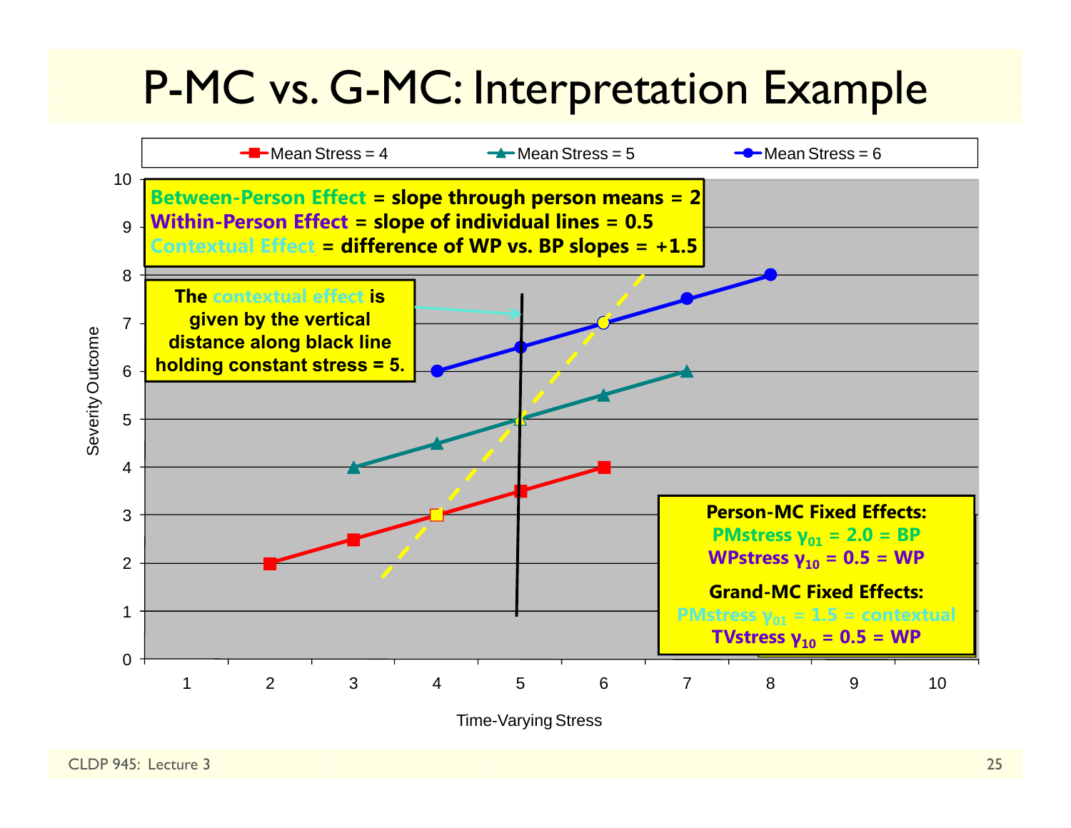# P-MC vs. G-MC: Interpretation Example

Legend: Mean Stress = 4 | Mean Stress = 5 | Mean Stress = 6

**Between-Person Effect = slope through person means = 2**
**Within-Person Effect = slope of individual lines = 0.5**
**Contextual Effect = difference of WP vs. BP slopes = +1.5**

**The contextual effect is given by the vertical distance along black line holding constant stress = 5.**

**Person-MC Fixed Effects:**
**PMstress $\gamma_{01}$ = 2.0 = BP**
**WPstress $\gamma_{10}$ = 0.5 = WP**

**Grand-MC Fixed Effects:**
**PMstress $\gamma_{01}$ = 1.5 = contextual**
**TVstress $\gamma_{10}$ = 0.5 = WP**

Y-axis: Severity Outcome (0–10)

X-axis: Time-Varying Stress (1–10)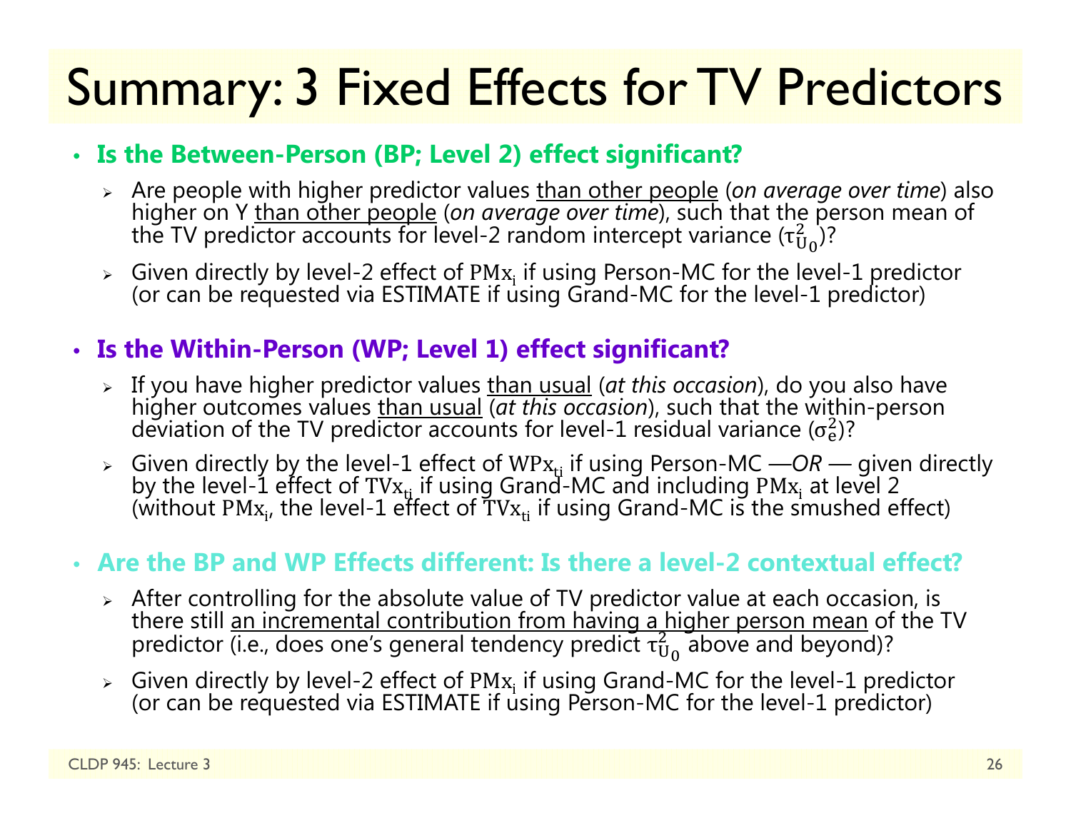# Summary: 3 Fixed Effects for TV Predictors

- **Is the Between-Person (BP; Level 2) effect significant?**
  - Are people with higher predictor values than other people (*on average over time*) also higher on Y than other people (*on average over time*), such that the person mean of the TV predictor accounts for level-2 random intercept variance ($\tau^2_{U_0}$)?
  - Given directly by level-2 effect of $\mathrm{PMx_i}$ if using Person-MC for the level-1 predictor (or can be requested via ESTIMATE if using Grand-MC for the level-1 predictor)

- **Is the Within-Person (WP; Level 1) effect significant?**
  - If you have higher predictor values than usual (*at this occasion*), do you also have higher outcomes values than usual (*at this occasion*), such that the within-person deviation of the TV predictor accounts for level-1 residual variance ($\sigma^2_e$)?
  - Given directly by the level-1 effect of $\mathrm{WPx_{ti}}$ if using Person-MC —*OR* — given directly by the level-1 effect of $\mathrm{TVx_{ti}}$ if using Grand-MC and including $\mathrm{PMx_i}$ at level 2 (without $\mathrm{PMx_i}$, the level-1 effect of $\mathrm{TVx_{ti}}$ if using Grand-MC is the smushed effect)

- **Are the BP and WP Effects different: Is there a level-2 contextual effect?**
  - After controlling for the absolute value of TV predictor value at each occasion, is there still an incremental contribution from having a higher person mean of the TV predictor (i.e., does one's general tendency predict $\tau^2_{U_0}$ above and beyond)?
  - Given directly by level-2 effect of $\mathrm{PMx_i}$ if using Grand-MC for the level-1 predictor (or can be requested via ESTIMATE if using Person-MC for the level-1 predictor)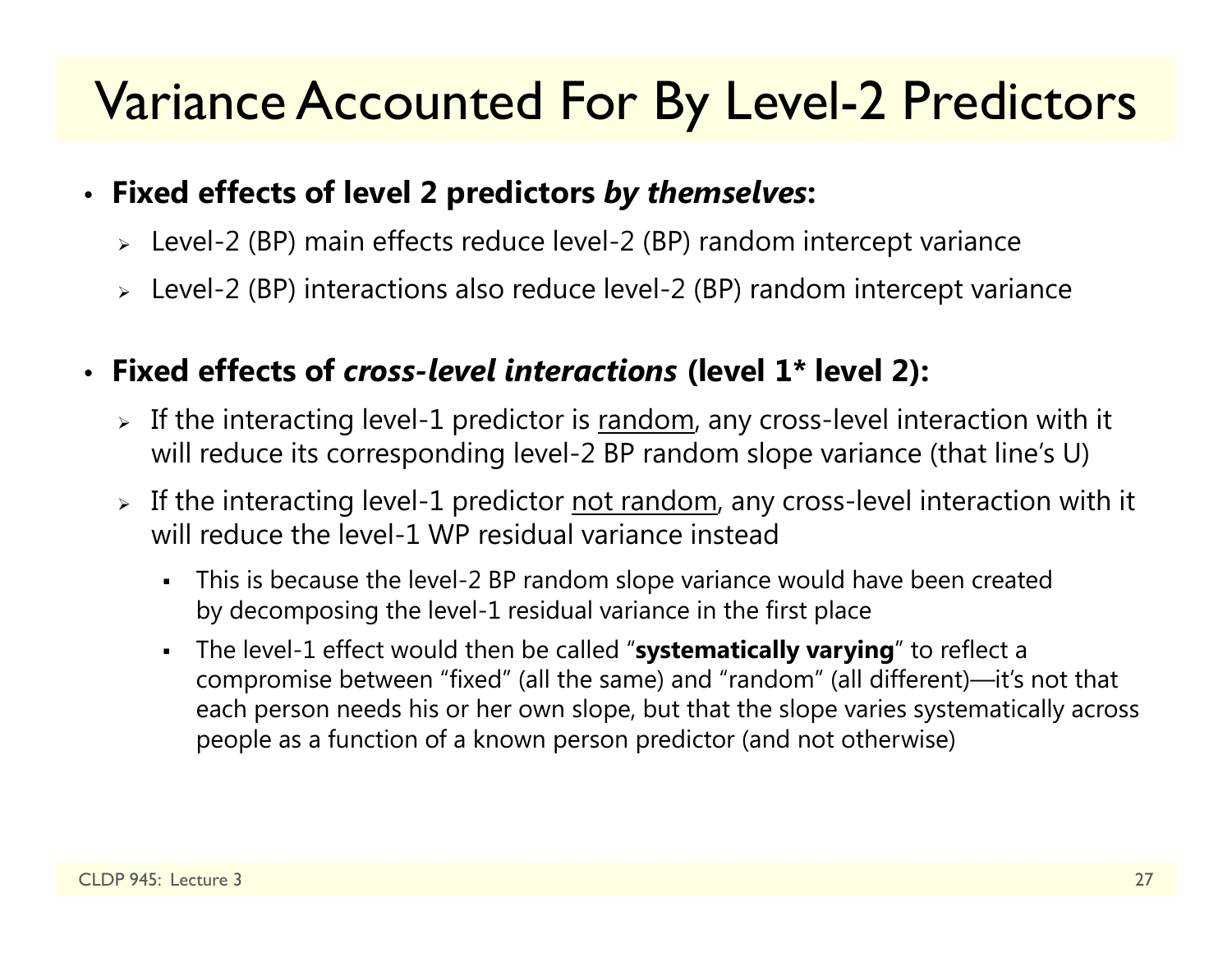# Variance Accounted For By Level-2 Predictors

- **Fixed effects of level 2 predictors *by themselves*:**
  - Level-2 (BP) main effects reduce level-2 (BP) random intercept variance
  - Level-2 (BP) interactions also reduce level-2 (BP) random intercept variance

- **Fixed effects of *cross-level interactions* (level 1* level 2):**
  - If the interacting level-1 predictor is <u>random</u>, any cross-level interaction with it will reduce its corresponding level-2 BP random slope variance (that line's U)
  - If the interacting level-1 predictor <u>not random</u>, any cross-level interaction with it will reduce the level-1 WP residual variance instead
    - This is because the level-2 BP random slope variance would have been created by decomposing the level-1 residual variance in the first place
    - The level-1 effect would then be called "**systematically varying**" to reflect a compromise between "fixed" (all the same) and "random" (all different)—it's not that each person needs his or her own slope, but that the slope varies systematically across people as a function of a known person predictor (and not otherwise)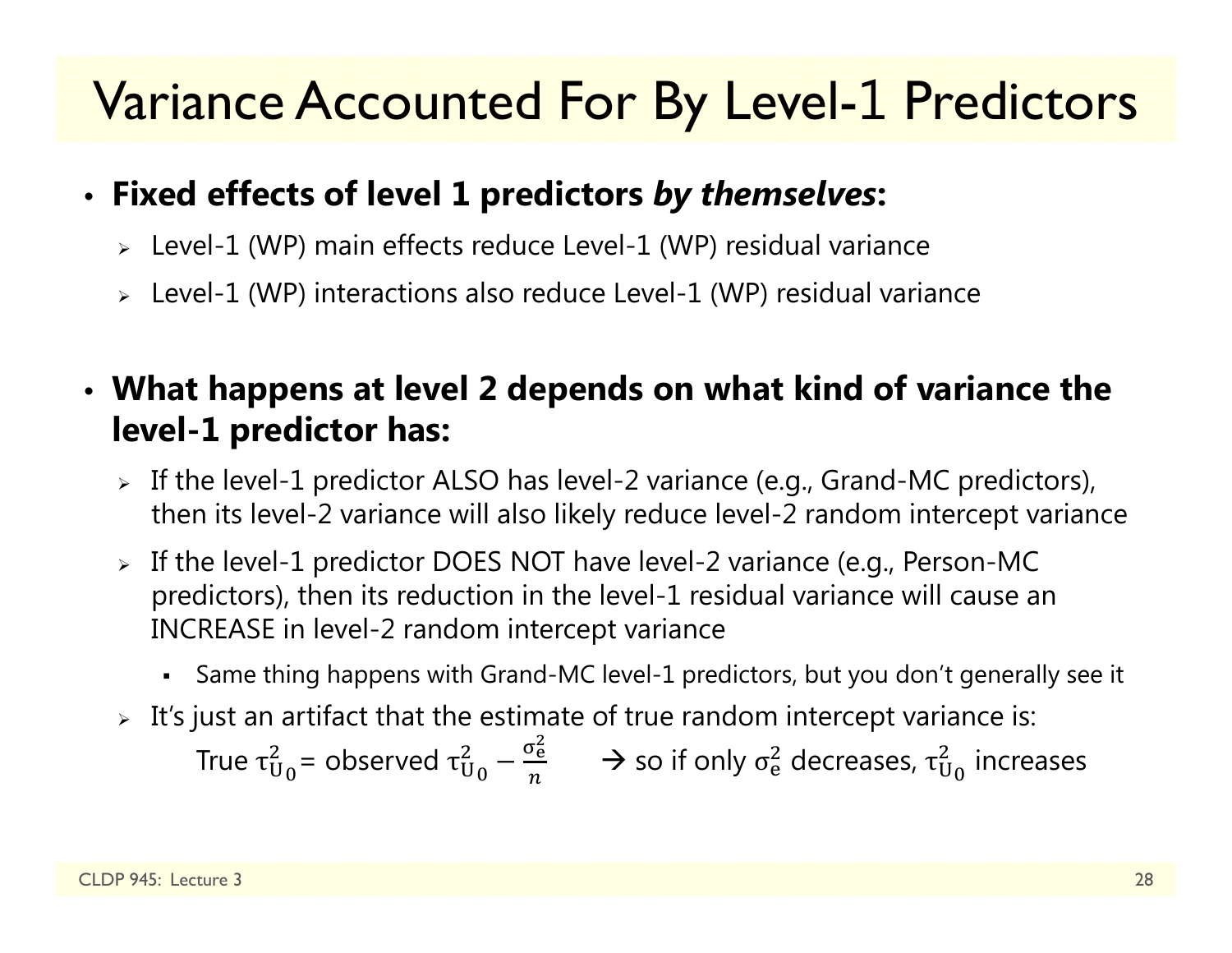# Variance Accounted For By Level-1 Predictors

- **Fixed effects of level 1 predictors *by themselves*:**
  - Level-1 (WP) main effects reduce Level-1 (WP) residual variance
  - Level-1 (WP) interactions also reduce Level-1 (WP) residual variance

- **What happens at level 2 depends on what kind of variance the level-1 predictor has:**
  - If the level-1 predictor ALSO has level-2 variance (e.g., Grand-MC predictors), then its level-2 variance will also likely reduce level-2 random intercept variance
  - If the level-1 predictor DOES NOT have level-2 variance (e.g., Person-MC predictors), then its reduction in the level-1 residual variance will cause an INCREASE in level-2 random intercept variance
    - Same thing happens with Grand-MC level-1 predictors, but you don't generally see it
  - It's just an artifact that the estimate of true random intercept variance is:

    True $\tau^2_{U_0}$ = observed $\tau^2_{U_0} - \frac{\sigma^2_e}{n}$ → so if only $\sigma^2_e$ decreases, $\tau^2_{U_0}$ increases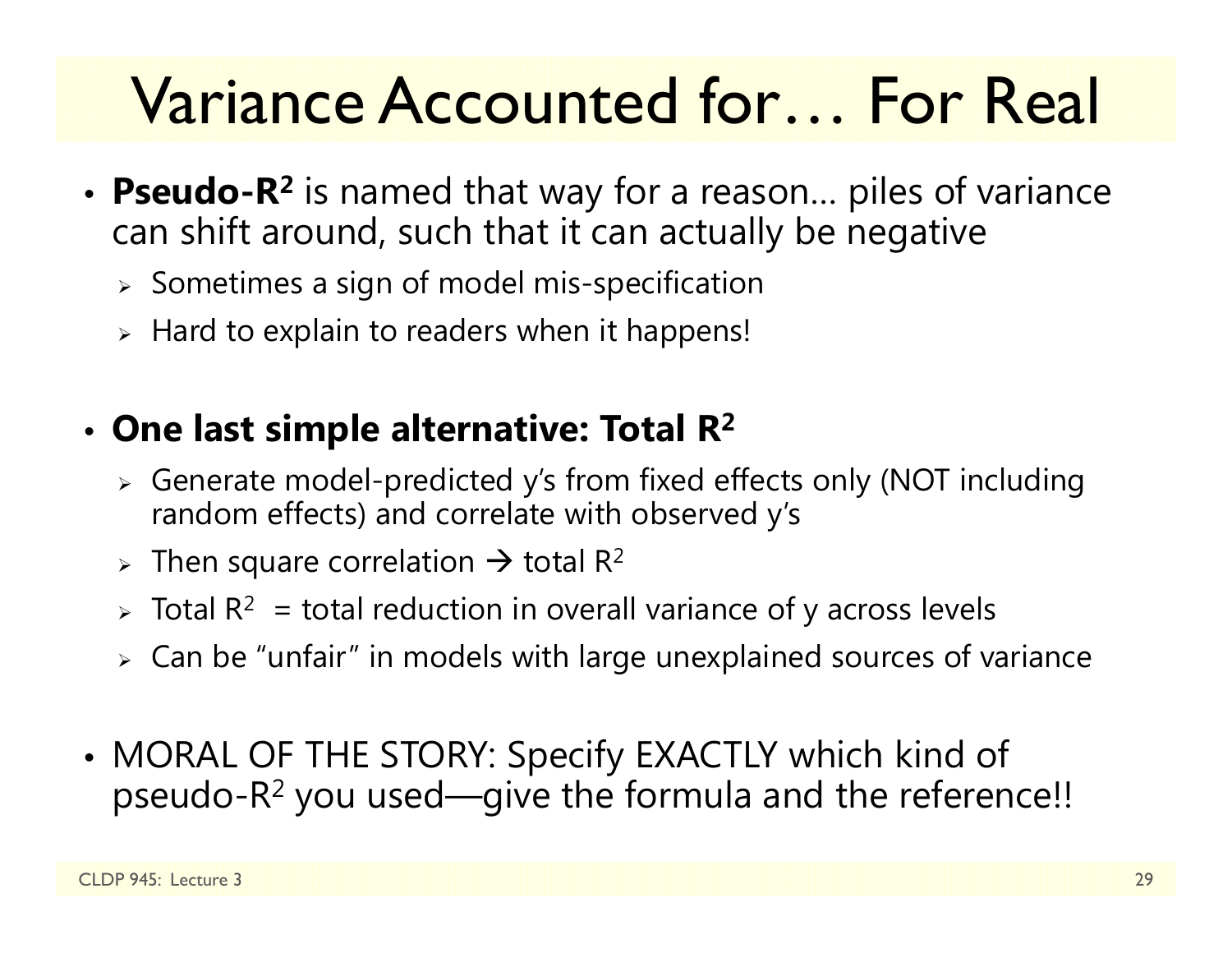# Variance Accounted for… For Real

- **Pseudo-$R^2$** is named that way for a reason… piles of variance can shift around, such that it can actually be negative
  - Sometimes a sign of model mis-specification
  - Hard to explain to readers when it happens!

- **One last simple alternative: Total $R^2$**
  - Generate model-predicted y's from fixed effects only (NOT including random effects) and correlate with observed y's
  - Then square correlation → total $R^2$
  - Total $R^2$ = total reduction in overall variance of y across levels
  - Can be "unfair" in models with large unexplained sources of variance

- MORAL OF THE STORY: Specify EXACTLY which kind of pseudo-$R^2$ you used—give the formula and the reference!!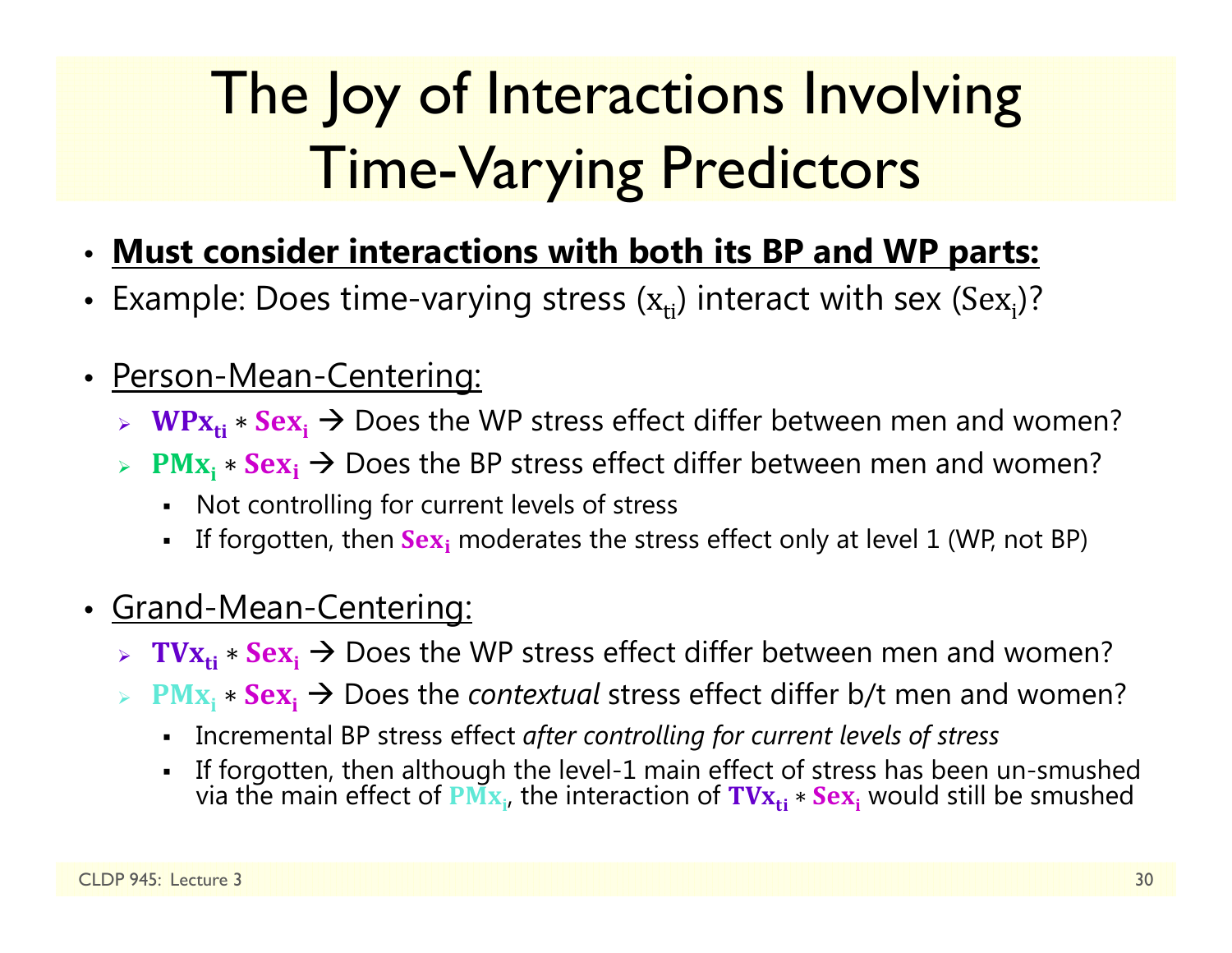# The Joy of Interactions Involving Time-Varying Predictors

- **Must consider interactions with both its BP and WP parts:**
- Example: Does time-varying stress ($x_{ti}$) interact with sex ($Sex_i$)?

- Person-Mean-Centering:
  - $\mathbf{WPx_{ti}} * \mathbf{Sex_i}$ → Does the WP stress effect differ between men and women?
  - $\mathbf{PMx_i} * \mathbf{Sex_i}$ → Does the BP stress effect differ between men and women?
    - Not controlling for current levels of stress
    - If forgotten, then $\mathbf{Sex_i}$ moderates the stress effect only at level 1 (WP, not BP)

- Grand-Mean-Centering:
  - $\mathbf{TVx_{ti}} * \mathbf{Sex_i}$ → Does the WP stress effect differ between men and women?
  - $\mathbf{PMx_i} * \mathbf{Sex_i}$ → Does the *contextual* stress effect differ b/t men and women?
    - Incremental BP stress effect *after controlling for current levels of stress*
    - If forgotten, then although the level-1 main effect of stress has been un-smushed via the main effect of $\mathbf{PMx_i}$, the interaction of $\mathbf{TVx_{ti}} * \mathbf{Sex_i}$ would still be smushed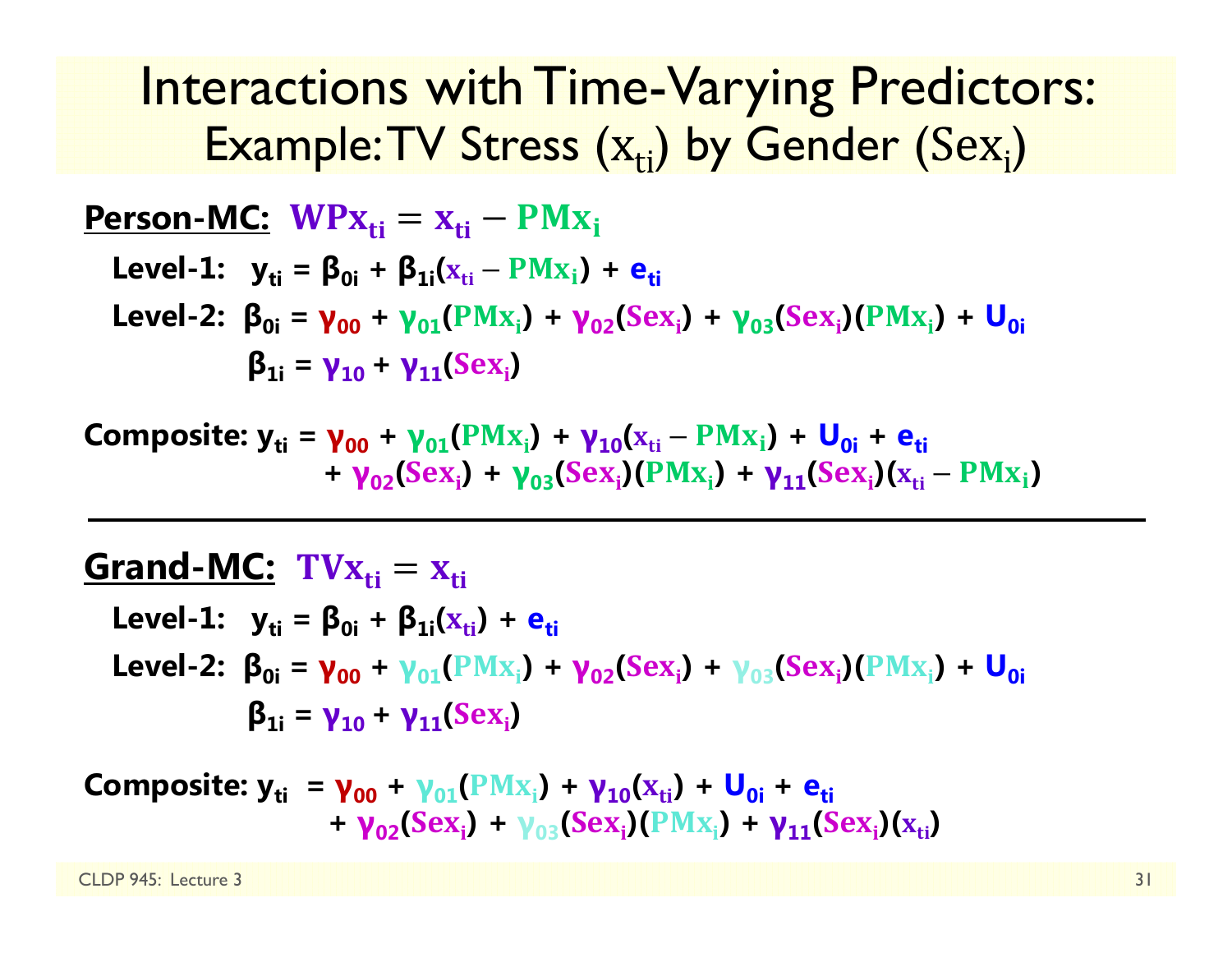# Interactions with Time-Varying Predictors: Example: TV Stress ($x_{ti}$) by Gender ($Sex_i$)

**Person-MC:** $WPx_{ti} = x_{ti} - PMx_i$

**Level-1:** $y_{ti} = \beta_{0i} + \beta_{1i}(x_{ti} - PMx_i) + e_{ti}$

**Level-2:** $\beta_{0i} = \gamma_{00} + \gamma_{01}(PMx_i) + \gamma_{02}(Sex_i) + \gamma_{03}(Sex_i)(PMx_i) + U_{0i}$

$\beta_{1i} = \gamma_{10} + \gamma_{11}(Sex_i)$

**Composite:** $y_{ti} = \gamma_{00} + \gamma_{01}(PMx_i) + \gamma_{10}(x_{ti} - PMx_i) + U_{0i} + e_{ti}$
$+ \gamma_{02}(Sex_i) + \gamma_{03}(Sex_i)(PMx_i) + \gamma_{11}(Sex_i)(x_{ti} - PMx_i)$

---

**Grand-MC:** $TVx_{ti} = x_{ti}$

**Level-1:** $y_{ti} = \beta_{0i} + \beta_{1i}(x_{ti}) + e_{ti}$

**Level-2:** $\beta_{0i} = \gamma_{00} + \gamma_{01}(PMx_i) + \gamma_{02}(Sex_i) + \gamma_{03}(Sex_i)(PMx_i) + U_{0i}$

$\beta_{1i} = \gamma_{10} + \gamma_{11}(Sex_i)$

**Composite:** $y_{ti} = \gamma_{00} + \gamma_{01}(PMx_i) + \gamma_{10}(x_{ti}) + U_{0i} + e_{ti}$
$+ \gamma_{02}(Sex_i) + \gamma_{03}(Sex_i)(PMx_i) + \gamma_{11}(Sex_i)(x_{ti})$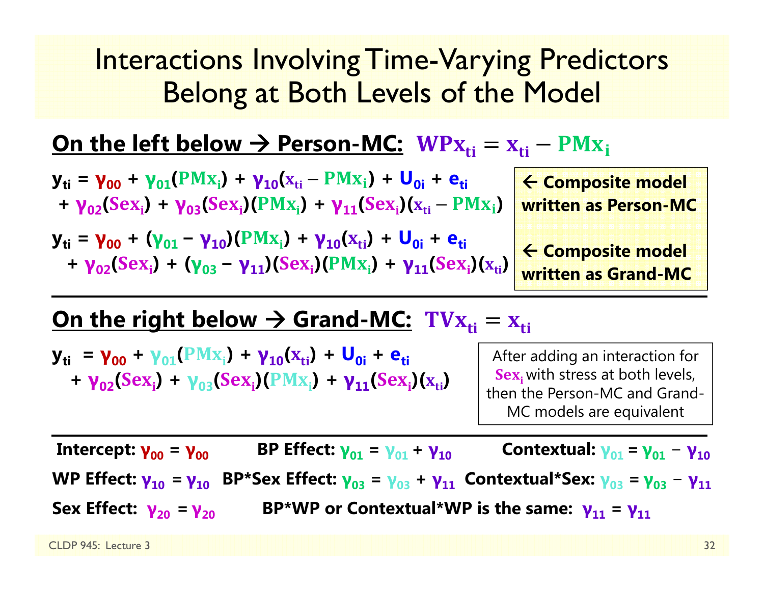# Interactions Involving Time-Varying Predictors Belong at Both Levels of the Model

**On the left below → Person-MC:** $\mathbf{WPx_{ti} = x_{ti} - PMx_i}$

$\mathbf{y_{ti}} = \gamma_{00} + \gamma_{01}(PMx_i) + \gamma_{10}(x_{ti} - PMx_i) + U_{0i} + e_{ti}$
$+ \gamma_{02}(Sex_i) + \gamma_{03}(Sex_i)(PMx_i) + \gamma_{11}(Sex_i)(x_{ti} - PMx_i)$

← **Composite model written as Person-MC**

$\mathbf{y_{ti}} = \gamma_{00} + (\gamma_{01} - \gamma_{10})(PMx_i) + \gamma_{10}(x_{ti}) + U_{0i} + e_{ti}$
$+ \gamma_{02}(Sex_i) + (\gamma_{03} - \gamma_{11})(Sex_i)(PMx_i) + \gamma_{11}(Sex_i)(x_{ti})$

← **Composite model written as Grand-MC**

**On the right below → Grand-MC:** $\mathbf{TVx_{ti} = x_{ti}}$

$\mathbf{y_{ti}} = \gamma_{00} + \gamma_{01}(PMx_i) + \gamma_{10}(x_{ti}) + U_{0i} + e_{ti}$
$+ \gamma_{02}(Sex_i) + \gamma_{03}(Sex_i)(PMx_i) + \gamma_{11}(Sex_i)(x_{ti})$

After adding an interaction for $Sex_i$ with stress at both levels, then the Person-MC and Grand-MC models are equivalent

**Intercept:** $\gamma_{00} = \gamma_{00}$ **BP Effect:** $\gamma_{01} = \gamma_{01} + \gamma_{10}$ **Contextual:** $\gamma_{01} = \gamma_{01} - \gamma_{10}$

**WP Effect:** $\gamma_{10} = \gamma_{10}$ **BP*Sex Effect:** $\gamma_{03} = \gamma_{03} + \gamma_{11}$ **Contextual*Sex:** $\gamma_{03} = \gamma_{03} - \gamma_{11}$

**Sex Effect:** $\gamma_{20} = \gamma_{20}$ **BP*WP or Contextual*WP is the same:** $\gamma_{11} = \gamma_{11}$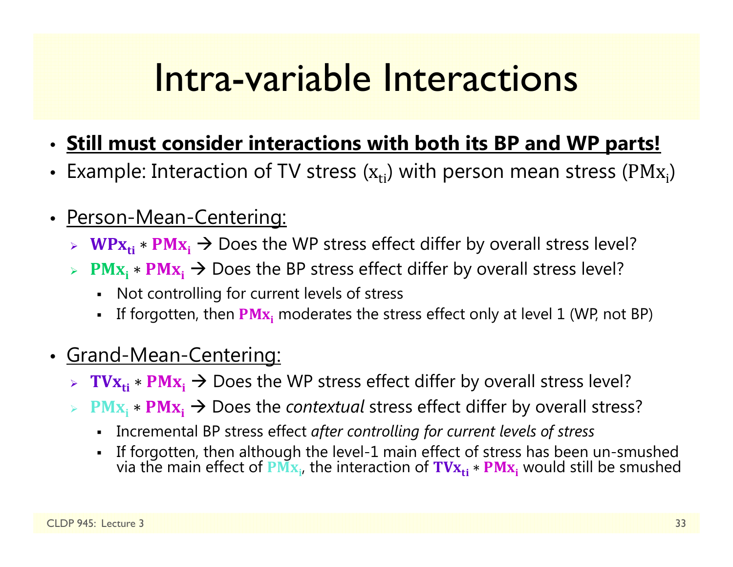# Intra-variable Interactions

- **Still must consider interactions with both its BP and WP parts!**
- Example: Interaction of TV stress ($x_{ti}$) with person mean stress ($PMx_i$)

- Person-Mean-Centering:
  - $\mathbf{WPx_{ti}} * \mathbf{PMx_i}$ → Does the WP stress effect differ by overall stress level?
  - $\mathbf{PMx_i} * \mathbf{PMx_i}$ → Does the BP stress effect differ by overall stress level?
    - Not controlling for current levels of stress
    - If forgotten, then $\mathbf{PMx_i}$ moderates the stress effect only at level 1 (WP, not BP)

- Grand-Mean-Centering:
  - $\mathbf{TVx_{ti}} * \mathbf{PMx_i}$ → Does the WP stress effect differ by overall stress level?
  - $\mathbf{PMx_i} * \mathbf{PMx_i}$ → Does the *contextual* stress effect differ by overall stress?
    - Incremental BP stress effect *after controlling for current levels of stress*
    - If forgotten, then although the level-1 main effect of stress has been un-smushed via the main effect of $\mathbf{PMx_i}$, the interaction of $\mathbf{TVx_{ti}} * \mathbf{PMx_i}$ would still be smushed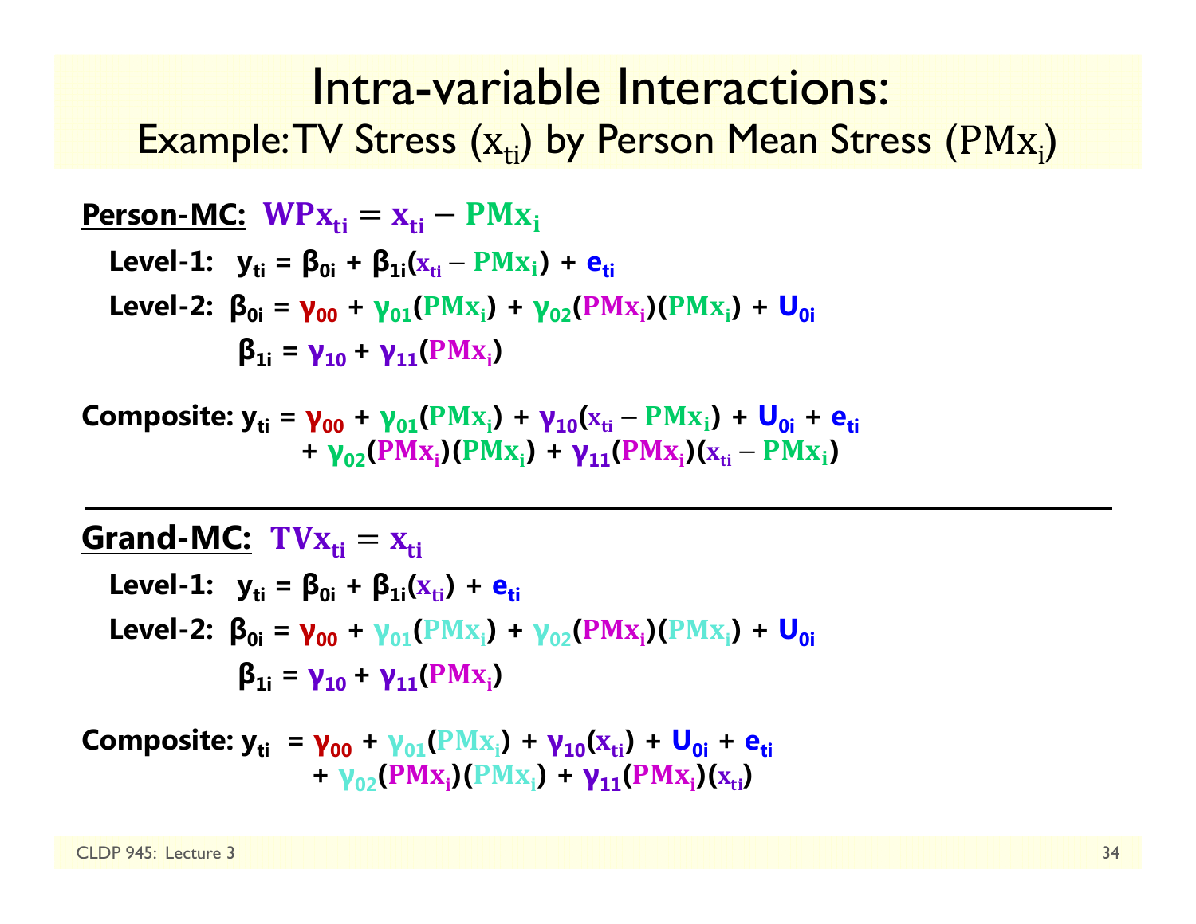# Intra-variable Interactions:

## Example: TV Stress ($x_{ti}$) by Person Mean Stress ($PMx_i$)

**Person-MC:** $WPx_{ti} = x_{ti} - PMx_i$

**Level-1:** $y_{ti} = \beta_{0i} + \beta_{1i}(x_{ti} - PMx_i) + e_{ti}$

**Level-2:** $\beta_{0i} = \gamma_{00} + \gamma_{01}(PMx_i) + \gamma_{02}(PMx_i)(PMx_i) + U_{0i}$

$\beta_{1i} = \gamma_{10} + \gamma_{11}(PMx_i)$

**Composite:** $y_{ti} = \gamma_{00} + \gamma_{01}(PMx_i) + \gamma_{10}(x_{ti} - PMx_i) + U_{0i} + e_{ti}$
$+ \gamma_{02}(PMx_i)(PMx_i) + \gamma_{11}(PMx_i)(x_{ti} - PMx_i)$

---

**Grand-MC:** $TVx_{ti} = x_{ti}$

**Level-1:** $y_{ti} = \beta_{0i} + \beta_{1i}(x_{ti}) + e_{ti}$

**Level-2:** $\beta_{0i} = \gamma_{00} + \gamma_{01}(PMx_i) + \gamma_{02}(PMx_i)(PMx_i) + U_{0i}$

$\beta_{1i} = \gamma_{10} + \gamma_{11}(PMx_i)$

**Composite:** $y_{ti} = \gamma_{00} + \gamma_{01}(PMx_i) + \gamma_{10}(x_{ti}) + U_{0i} + e_{ti}$
$+ \gamma_{02}(PMx_i)(PMx_i) + \gamma_{11}(PMx_i)(x_{ti})$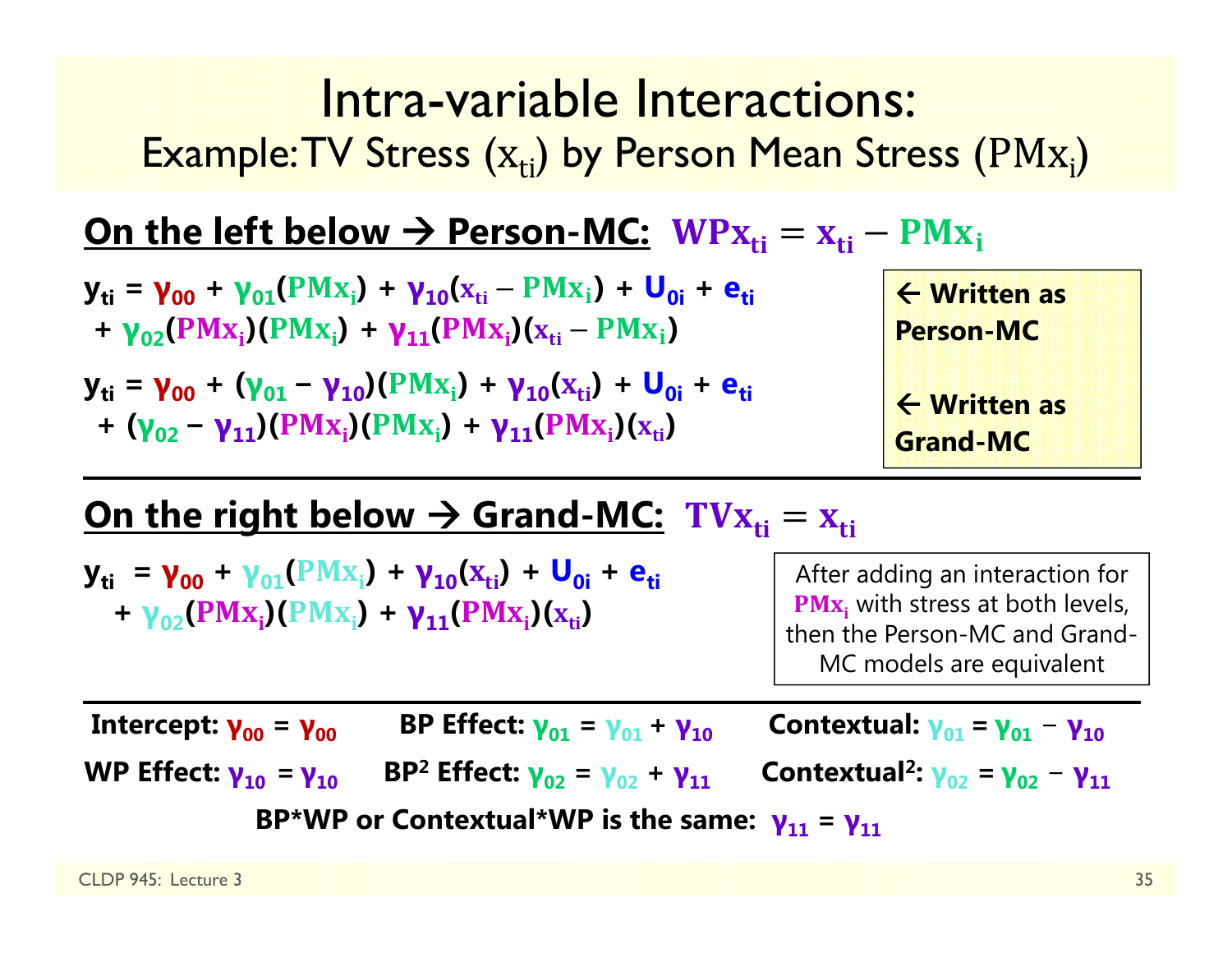# Intra-variable Interactions:
## Example: TV Stress ($x_{ti}$) by Person Mean Stress ($PMx_i$)

**On the left below → Person-MC:** $WPx_{ti} = x_{ti} - PMx_i$

$$y_{ti} = \gamma_{00} + \gamma_{01}(PMx_i) + \gamma_{10}(x_{ti} - PMx_i) + U_{0i} + e_{ti}$$
$$+ \gamma_{02}(PMx_i)(PMx_i) + \gamma_{11}(PMx_i)(x_{ti} - PMx_i)$$

**← Written as Person-MC**

$$y_{ti} = \gamma_{00} + (\gamma_{01} - \gamma_{10})(PMx_i) + \gamma_{10}(x_{ti}) + U_{0i} + e_{ti}$$
$$+ (\gamma_{02} - \gamma_{11})(PMx_i)(PMx_i) + \gamma_{11}(PMx_i)(x_{ti})$$

**← Written as Grand-MC**

---

**On the right below → Grand-MC:** $TVx_{ti} = x_{ti}$

$$y_{ti} = \gamma_{00} + \gamma_{01}(PMx_i) + \gamma_{10}(x_{ti}) + U_{0i} + e_{ti}$$
$$+ \gamma_{02}(PMx_i)(PMx_i) + \gamma_{11}(PMx_i)(x_{ti})$$

After adding an interaction for $PMx_i$ with stress at both levels, then the Person-MC and Grand-MC models are equivalent

---

**Intercept:** $\gamma_{00} = \gamma_{00}$ **BP Effect:** $\gamma_{01} = \gamma_{01} + \gamma_{10}$ **Contextual:** $\gamma_{01} = \gamma_{01} - \gamma_{10}$

**WP Effect:** $\gamma_{10} = \gamma_{10}$ **BP² Effect:** $\gamma_{02} = \gamma_{02} + \gamma_{11}$ **Contextual²:** $\gamma_{02} = \gamma_{02} - \gamma_{11}$

**BP*WP or Contextual*WP is the same:** $\gamma_{11} = \gamma_{11}$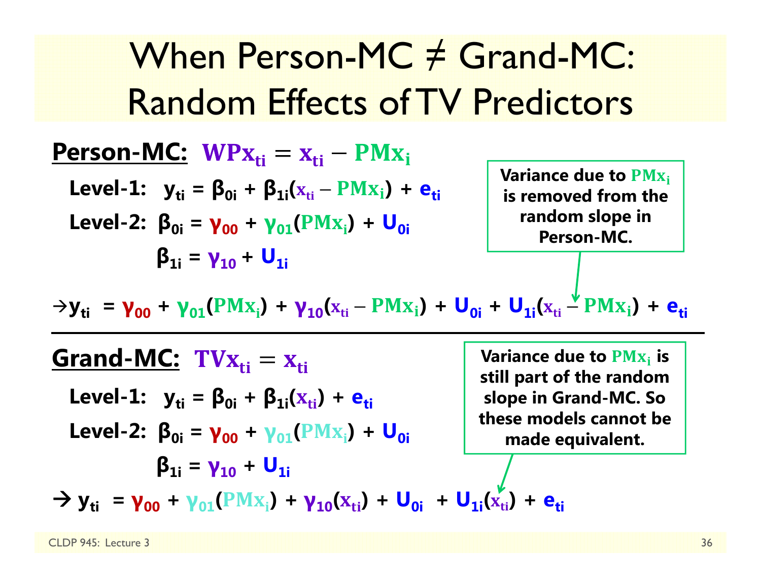# When Person-MC ≠ Grand-MC: Random Effects of TV Predictors

**Person-MC:** $WPx_{ti} = x_{ti} - PMx_i$

**Level-1:** $y_{ti} = \beta_{0i} + \beta_{1i}(x_{ti} - PMx_i) + e_{ti}$

**Level-2:** $\beta_{0i} = \gamma_{00} + \gamma_{01}(PMx_i) + U_{0i}$

$\beta_{1i} = \gamma_{10} + U_{1i}$

$\rightarrow y_{ti} = \gamma_{00} + \gamma_{01}(PMx_i) + \gamma_{10}(x_{ti} - PMx_i) + U_{0i} + U_{1i}(x_{ti} - PMx_i) + e_{ti}$

**Variance due to $PMx_i$ is removed from the random slope in Person-MC.**

---

**Grand-MC:** $TVx_{ti} = x_{ti}$

**Level-1:** $y_{ti} = \beta_{0i} + \beta_{1i}(x_{ti}) + e_{ti}$

**Level-2:** $\beta_{0i} = \gamma_{00} + \gamma_{01}(PMx_i) + U_{0i}$

$\beta_{1i} = \gamma_{10} + U_{1i}$

$\rightarrow y_{ti} = \gamma_{00} + \gamma_{01}(PMx_i) + \gamma_{10}(x_{ti}) + U_{0i} + U_{1i}(x_{ti}) + e_{ti}$

**Variance due to $PMx_i$ is still part of the random slope in Grand-MC. So these models cannot be made equivalent.**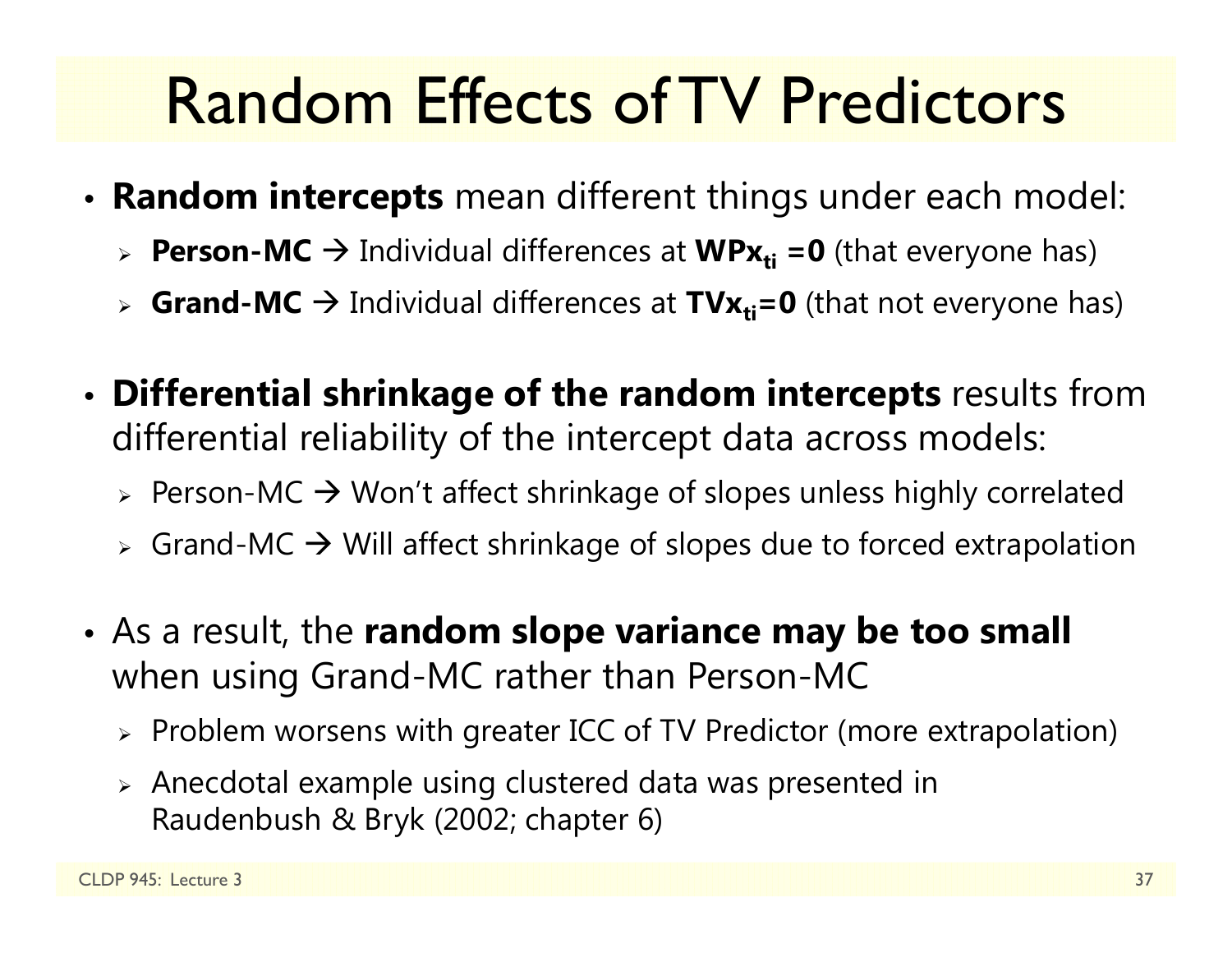# Random Effects of TV Predictors

- **Random intercepts** mean different things under each model:
  - **Person-MC** → Individual differences at $\mathbf{WPx_{ti}}$ **=0** (that everyone has)
  - **Grand-MC** → Individual differences at $\mathbf{TVx_{ti}}$**=0** (that not everyone has)

- **Differential shrinkage of the random intercepts** results from differential reliability of the intercept data across models:
  - Person-MC → Won't affect shrinkage of slopes unless highly correlated
  - Grand-MC → Will affect shrinkage of slopes due to forced extrapolation

- As a result, the **random slope variance may be too small** when using Grand-MC rather than Person-MC
  - Problem worsens with greater ICC of TV Predictor (more extrapolation)
  - Anecdotal example using clustered data was presented in Raudenbush & Bryk (2002; chapter 6)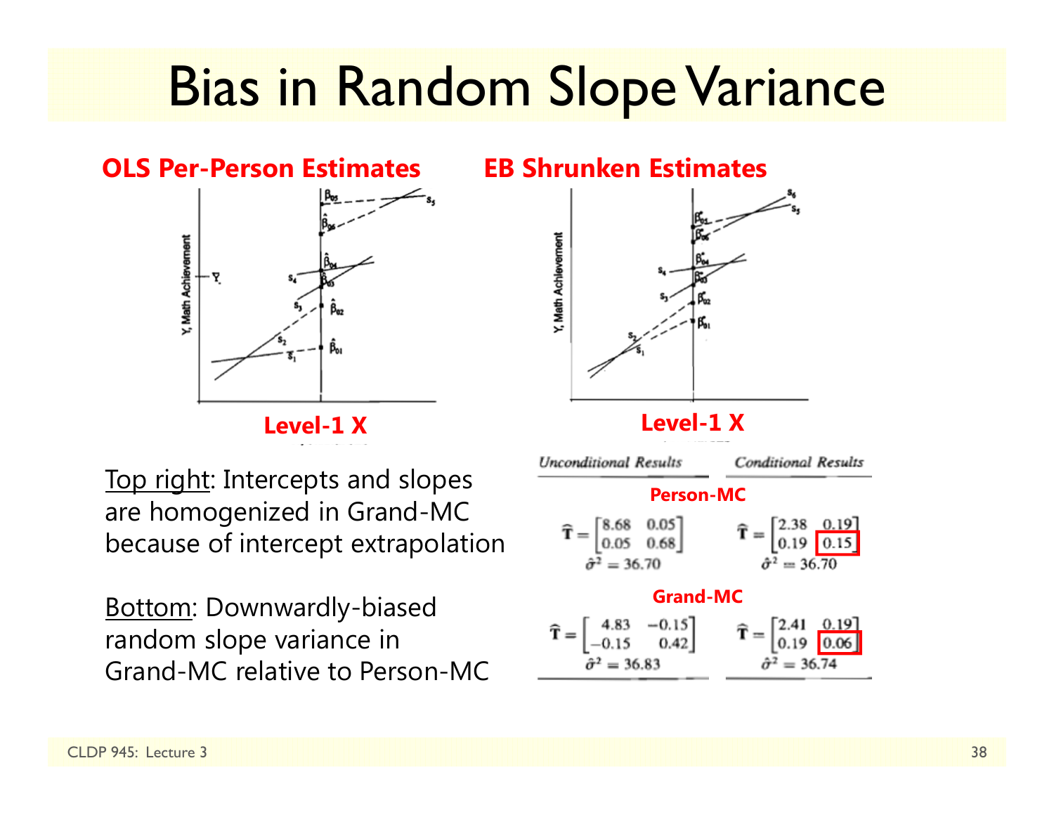# Bias in Random Slope Variance

**OLS Per-Person Estimates** | **EB Shrunken Estimates**

**Level-1 X** | **Level-1 X**

Top right: Intercepts and slopes are homogenized in Grand-MC because of intercept extrapolation

Bottom: Downwardly-biased random slope variance in Grand-MC relative to Person-MC

| | *Unconditional Results* | *Conditional Results* |
|---|---|---|
| **Person-MC** | $\hat{\mathbf{T}} = \begin{bmatrix} 8.68 & 0.05 \\ 0.05 & 0.68 \end{bmatrix}$, $\hat{\sigma}^2 = 36.70$ | $\hat{\mathbf{T}} = \begin{bmatrix} 2.38 & 0.19 \\ 0.19 & \boxed{0.15} \end{bmatrix}$, $\hat{\sigma}^2 = 36.70$ |
| **Grand-MC** | $\hat{\mathbf{T}} = \begin{bmatrix} 4.83 & -0.15 \\ -0.15 & 0.42 \end{bmatrix}$, $\hat{\sigma}^2 = 36.83$ | $\hat{\mathbf{T}} = \begin{bmatrix} 2.41 & 0.19 \\ 0.19 & \boxed{0.06} \end{bmatrix}$, $\hat{\sigma}^2 = 36.74$ |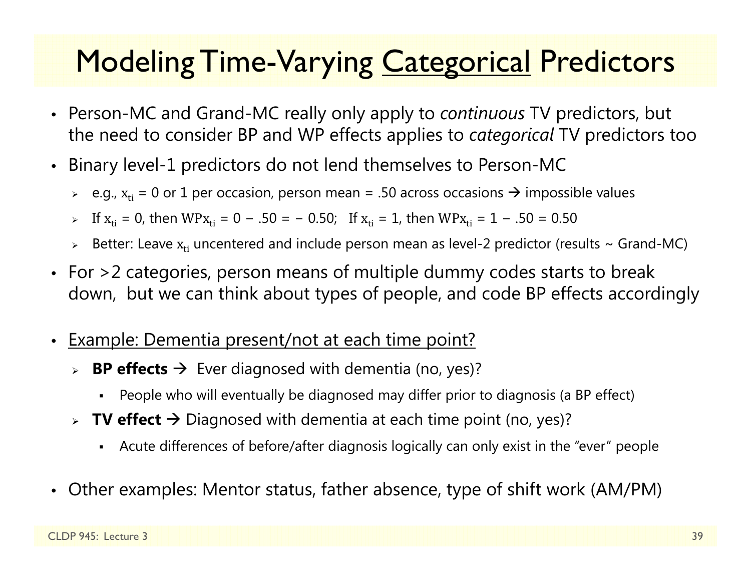# Modeling Time-Varying <u>Categorical</u> Predictors

- Person-MC and Grand-MC really only apply to *continuous* TV predictors, but the need to consider BP and WP effects applies to *categorical* TV predictors too
- Binary level-1 predictors do not lend themselves to Person-MC
  - e.g., $x_{ti}$ = 0 or 1 per occasion, person mean = .50 across occasions → impossible values
  - If $x_{ti} = 0$, then $WPx_{ti} = 0 - .50 = -0.50$; If $x_{ti} = 1$, then $WPx_{ti} = 1 - .50 = 0.50$
  - Better: Leave $x_{ti}$ uncentered and include person mean as level-2 predictor (results ~ Grand-MC)
- For >2 categories, person means of multiple dummy codes starts to break down, but we can think about types of people, and code BP effects accordingly
- <u>Example: Dementia present/not at each time point?</u>
  - **BP effects** → Ever diagnosed with dementia (no, yes)?
    - People who will eventually be diagnosed may differ prior to diagnosis (a BP effect)
  - **TV effect** → Diagnosed with dementia at each time point (no, yes)?
    - Acute differences of before/after diagnosis logically can only exist in the "ever" people
- Other examples: Mentor status, father absence, type of shift work (AM/PM)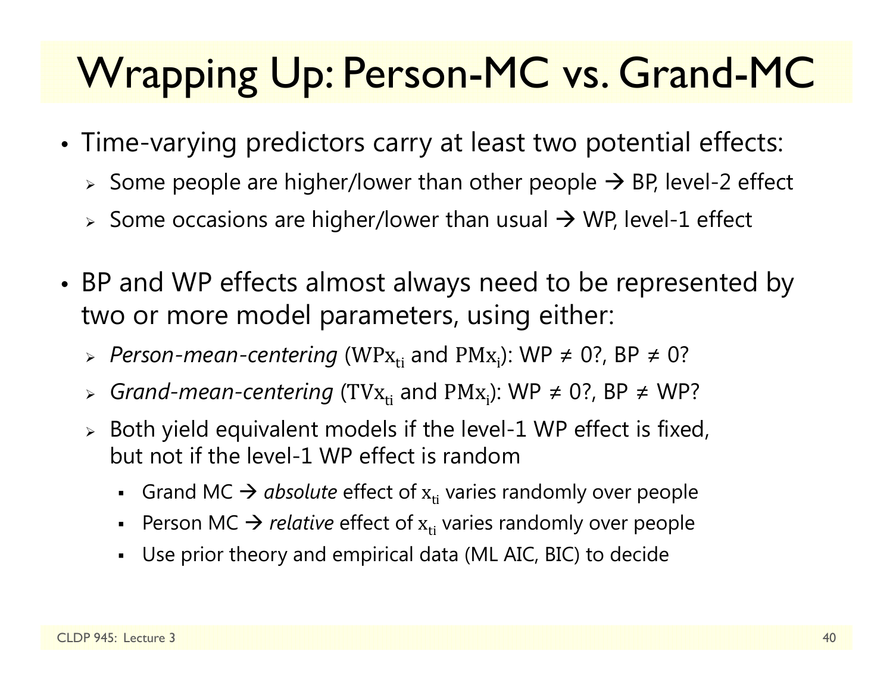# Wrapping Up: Person-MC vs. Grand-MC

- Time-varying predictors carry at least two potential effects:
  - Some people are higher/lower than other people → BP, level-2 effect
  - Some occasions are higher/lower than usual → WP, level-1 effect

- BP and WP effects almost always need to be represented by two or more model parameters, using either:
  - *Person-mean-centering* ($WPx_{ti}$ and $PMx_i$): WP ≠ 0?, BP ≠ 0?
  - *Grand-mean-centering* ($TVx_{ti}$ and $PMx_i$): WP ≠ 0?, BP ≠ WP?
  - Both yield equivalent models if the level-1 WP effect is fixed, but not if the level-1 WP effect is random
    - Grand MC → *absolute* effect of $x_{ti}$ varies randomly over people
    - Person MC → *relative* effect of $x_{ti}$ varies randomly over people
    - Use prior theory and empirical data (ML AIC, BIC) to decide